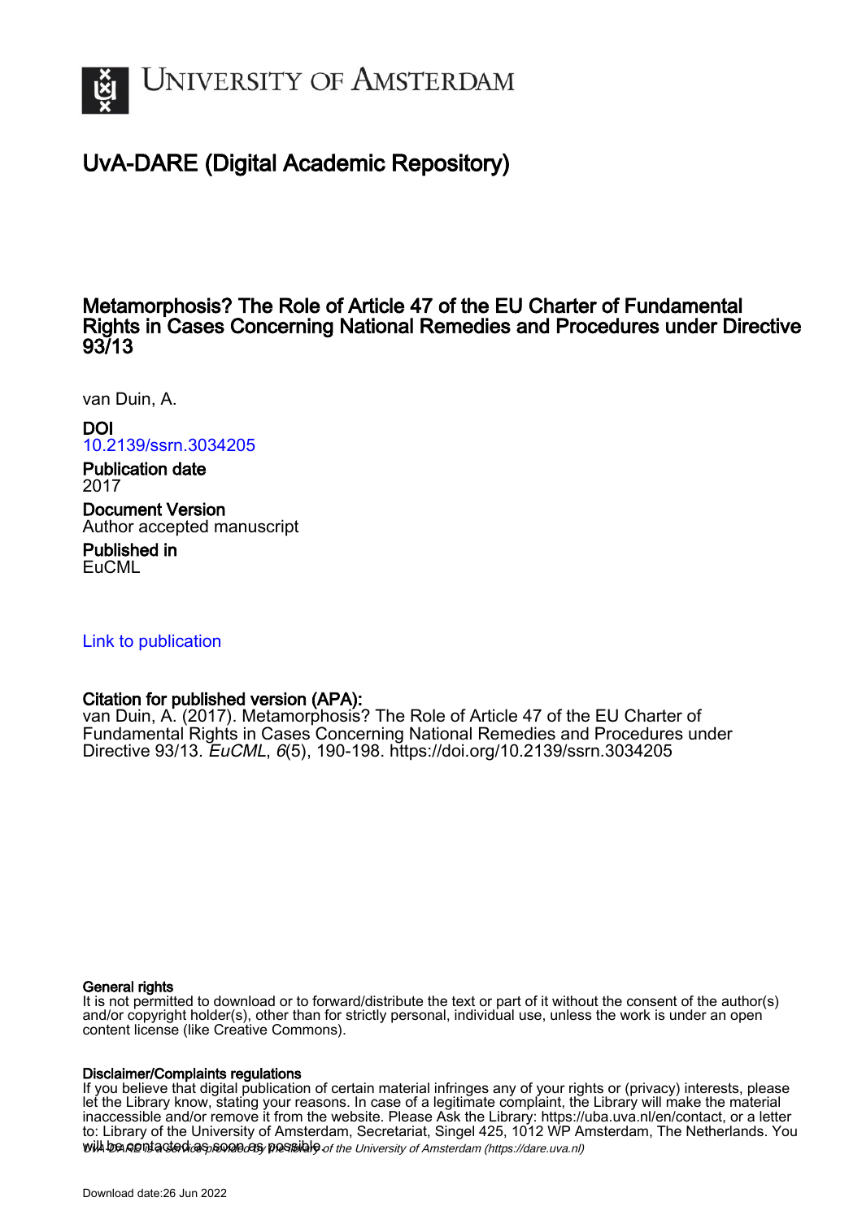# UvA-DARE (Digital Academic Repository)

## Metamorphosis? The Role of Article 47 of the EU Charter of Fundamental Rights in Cases Concerning National Remedies and Procedures under Directive 93/13

van Duin, A.

**DOI**
10.2139/ssrn.3034205

**Publication date**
2017

**Document Version**
Author accepted manuscript

**Published in**
EuCML

Link to publication

**Citation for published version (APA):**
van Duin, A. (2017). Metamorphosis? The Role of Article 47 of the EU Charter of Fundamental Rights in Cases Concerning National Remedies and Procedures under Directive 93/13. *EuCML*, *6*(5), 190-198. https://doi.org/10.2139/ssrn.3034205

**General rights**
It is not permitted to download or to forward/distribute the text or part of it without the consent of the author(s) and/or copyright holder(s), other than for strictly personal, individual use, unless the work is under an open content license (like Creative Commons).

**Disclaimer/Complaints regulations**
If you believe that digital publication of certain material infringes any of your rights or (privacy) interests, please let the Library know, stating your reasons. In case of a legitimate complaint, the Library will make the material inaccessible and/or remove it from the website. Please Ask the Library: https://uba.uva.nl/en/contact, or a letter to: Library of the University of Amsterdam, Secretariat, Singel 425, 1012 WP Amsterdam, The Netherlands. You will be contacted as soon as possible.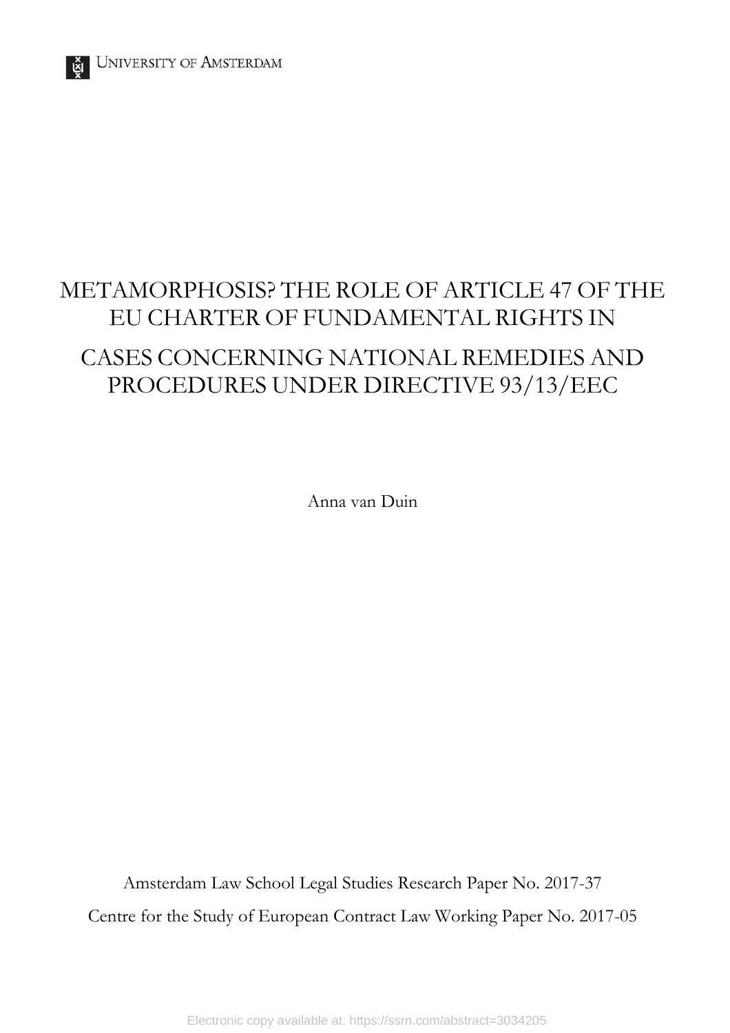UNIVERSITY OF AMSTERDAM

# METAMORPHOSIS? THE ROLE OF ARTICLE 47 OF THE EU CHARTER OF FUNDAMENTAL RIGHTS IN CASES CONCERNING NATIONAL REMEDIES AND PROCEDURES UNDER DIRECTIVE 93/13/EEC

Anna van Duin

Amsterdam Law School Legal Studies Research Paper No. 2017-37

Centre for the Study of European Contract Law Working Paper No. 2017-05

Electronic copy available at: https://ssrn.com/abstract=3034205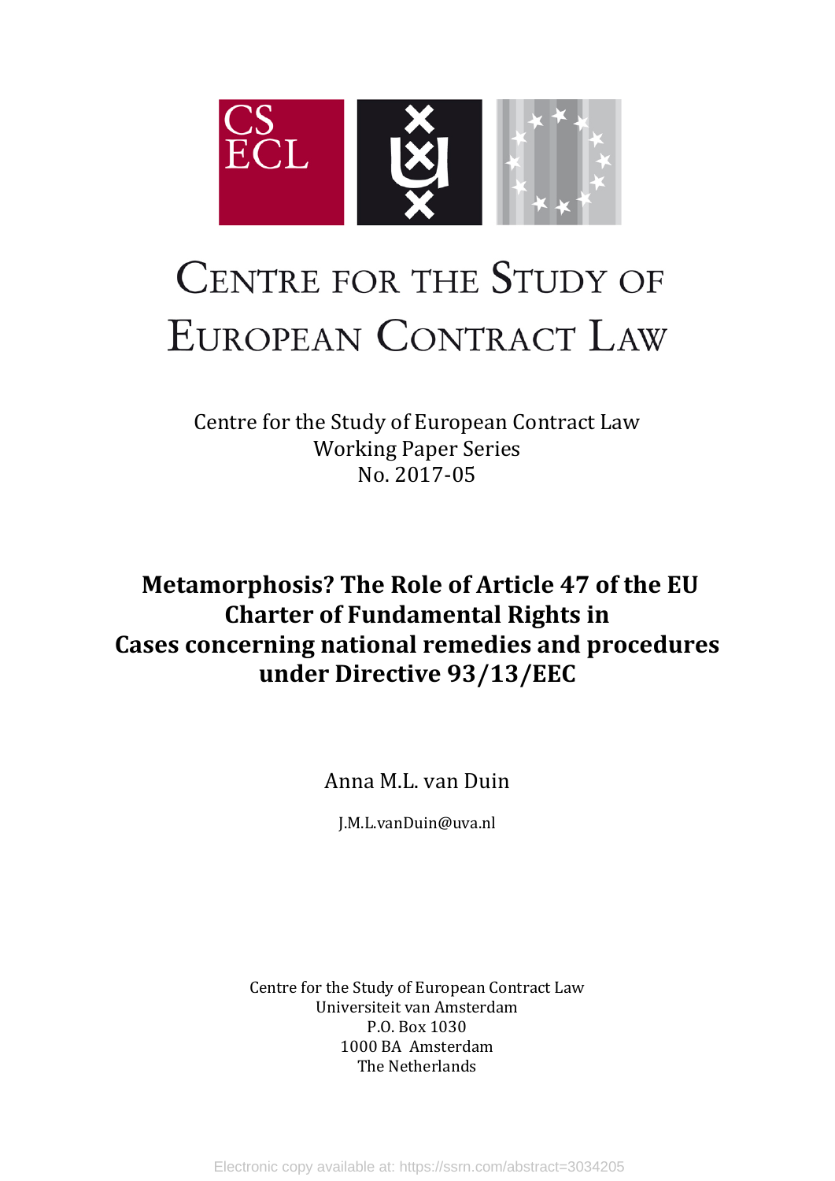# Centre for the Study of European Contract Law

Centre for the Study of European Contract Law
Working Paper Series
No. 2017-05

**Metamorphosis? The Role of Article 47 of the EU Charter of Fundamental Rights in Cases concerning national remedies and procedures under Directive 93/13/EEC**

Anna M.L. van Duin

J.M.L.vanDuin@uva.nl

Centre for the Study of European Contract Law
Universiteit van Amsterdam
P.O. Box 1030
1000 BA Amsterdam
The Netherlands

Electronic copy available at: https://ssrn.com/abstract=3034205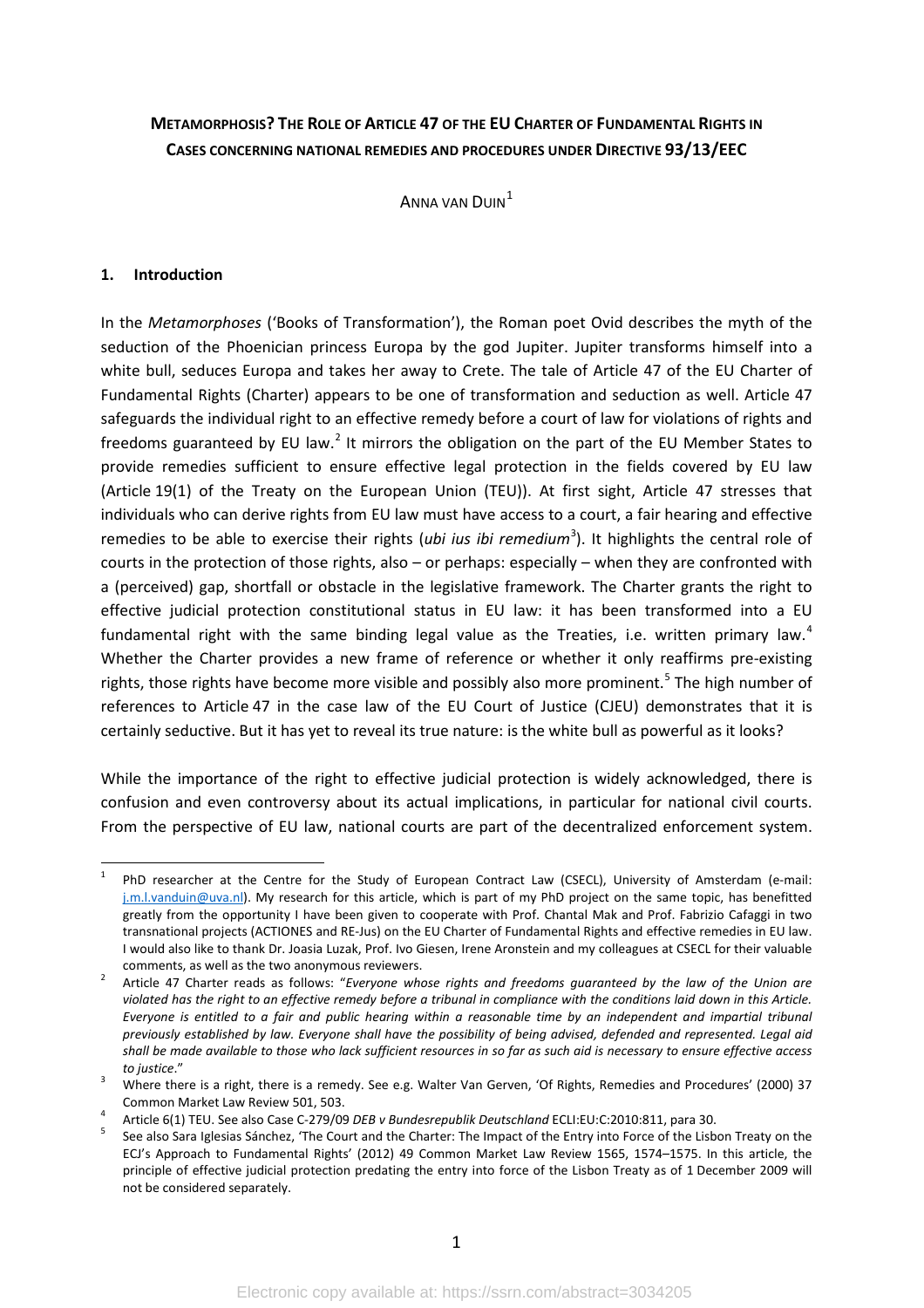**METAMORPHOSIS? THE ROLE OF ARTICLE 47 OF THE EU CHARTER OF FUNDAMENTAL RIGHTS IN CASES CONCERNING NATIONAL REMEDIES AND PROCEDURES UNDER DIRECTIVE 93/13/EEC**

ANNA VAN DUIN[1]

## 1. Introduction

In the *Metamorphoses* ('Books of Transformation'), the Roman poet Ovid describes the myth of the seduction of the Phoenician princess Europa by the god Jupiter. Jupiter transforms himself into a white bull, seduces Europa and takes her away to Crete. The tale of Article 47 of the EU Charter of Fundamental Rights (Charter) appears to be one of transformation and seduction as well. Article 47 safeguards the individual right to an effective remedy before a court of law for violations of rights and freedoms guaranteed by EU law.[2] It mirrors the obligation on the part of the EU Member States to provide remedies sufficient to ensure effective legal protection in the fields covered by EU law (Article 19(1) of the Treaty on the European Union (TEU)). At first sight, Article 47 stresses that individuals who can derive rights from EU law must have access to a court, a fair hearing and effective remedies to be able to exercise their rights (*ubi ius ibi remedium*[3]). It highlights the central role of courts in the protection of those rights, also – or perhaps: especially – when they are confronted with a (perceived) gap, shortfall or obstacle in the legislative framework. The Charter grants the right to effective judicial protection constitutional status in EU law: it has been transformed into a EU fundamental right with the same binding legal value as the Treaties, i.e. written primary law.[4] Whether the Charter provides a new frame of reference or whether it only reaffirms pre-existing rights, those rights have become more visible and possibly also more prominent.[5] The high number of references to Article 47 in the case law of the EU Court of Justice (CJEU) demonstrates that it is certainly seductive. But it has yet to reveal its true nature: is the white bull as powerful as it looks?

While the importance of the right to effective judicial protection is widely acknowledged, there is confusion and even controversy about its actual implications, in particular for national civil courts. From the perspective of EU law, national courts are part of the decentralized enforcement system.

---

[1] PhD researcher at the Centre for the Study of European Contract Law (CSECL), University of Amsterdam (e-mail: j.m.l.vanduin@uva.nl). My research for this article, which is part of my PhD project on the same topic, has benefitted greatly from the opportunity I have been given to cooperate with Prof. Chantal Mak and Prof. Fabrizio Cafaggi in two transnational projects (ACTIONES and RE-Jus) on the EU Charter of Fundamental Rights and effective remedies in EU law. I would also like to thank Dr. Joasia Luzak, Prof. Ivo Giesen, Irene Aronstein and my colleagues at CSECL for their valuable comments, as well as the two anonymous reviewers.

[2] Article 47 Charter reads as follows: "*Everyone whose rights and freedoms guaranteed by the law of the Union are violated has the right to an effective remedy before a tribunal in compliance with the conditions laid down in this Article. Everyone is entitled to a fair and public hearing within a reasonable time by an independent and impartial tribunal previously established by law. Everyone shall have the possibility of being advised, defended and represented. Legal aid shall be made available to those who lack sufficient resources in so far as such aid is necessary to ensure effective access to justice*."

[3] Where there is a right, there is a remedy. See e.g. Walter Van Gerven, 'Of Rights, Remedies and Procedures' (2000) 37 Common Market Law Review 501, 503.

[4] Article 6(1) TEU. See also Case C-279/09 *DEB v Bundesrepublik Deutschland* ECLI:EU:C:2010:811, para 30.

[5] See also Sara Iglesias Sánchez, 'The Court and the Charter: The Impact of the Entry into Force of the Lisbon Treaty on the ECJ's Approach to Fundamental Rights' (2012) 49 Common Market Law Review 1565, 1574–1575. In this article, the principle of effective judicial protection predating the entry into force of the Lisbon Treaty as of 1 December 2009 will not be considered separately.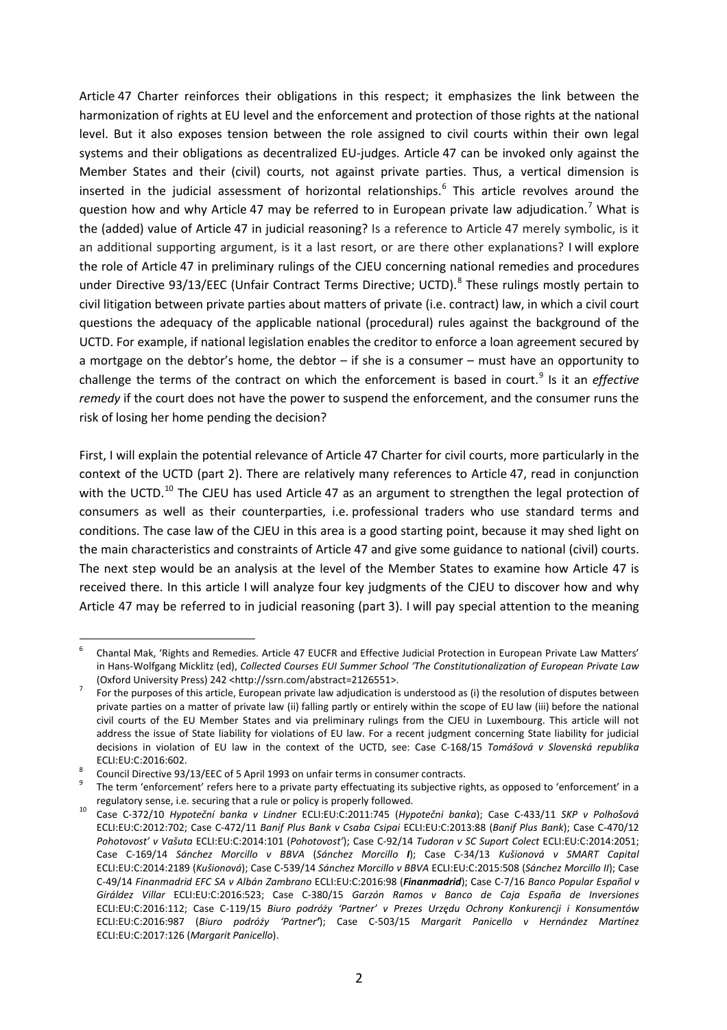Article 47 Charter reinforces their obligations in this respect; it emphasizes the link between the harmonization of rights at EU level and the enforcement and protection of those rights at the national level. But it also exposes tension between the role assigned to civil courts within their own legal systems and their obligations as decentralized EU-judges. Article 47 can be invoked only against the Member States and their (civil) courts, not against private parties. Thus, a vertical dimension is inserted in the judicial assessment of horizontal relationships.[6] This article revolves around the question how and why Article 47 may be referred to in European private law adjudication.[7] What is the (added) value of Article 47 in judicial reasoning? Is a reference to Article 47 merely symbolic, is it an additional supporting argument, is it a last resort, or are there other explanations? I will explore the role of Article 47 in preliminary rulings of the CJEU concerning national remedies and procedures under Directive 93/13/EEC (Unfair Contract Terms Directive; UCTD).[8] These rulings mostly pertain to civil litigation between private parties about matters of private (i.e. contract) law, in which a civil court questions the adequacy of the applicable national (procedural) rules against the background of the UCTD. For example, if national legislation enables the creditor to enforce a loan agreement secured by a mortgage on the debtor's home, the debtor – if she is a consumer – must have an opportunity to challenge the terms of the contract on which the enforcement is based in court.[9] Is it an *effective remedy* if the court does not have the power to suspend the enforcement, and the consumer runs the risk of losing her home pending the decision?

First, I will explain the potential relevance of Article 47 Charter for civil courts, more particularly in the context of the UCTD (part 2). There are relatively many references to Article 47, read in conjunction with the UCTD.[10] The CJEU has used Article 47 as an argument to strengthen the legal protection of consumers as well as their counterparties, i.e. professional traders who use standard terms and conditions. The case law of the CJEU in this area is a good starting point, because it may shed light on the main characteristics and constraints of Article 47 and give some guidance to national (civil) courts. The next step would be an analysis at the level of the Member States to examine how Article 47 is received there. In this article I will analyze four key judgments of the CJEU to discover how and why Article 47 may be referred to in judicial reasoning (part 3). I will pay special attention to the meaning

---

[6] Chantal Mak, 'Rights and Remedies. Article 47 EUCFR and Effective Judicial Protection in European Private Law Matters' in Hans-Wolfgang Micklitz (ed), *Collected Courses EUI Summer School 'The Constitutionalization of European Private Law* (Oxford University Press) 242 <http://ssrn.com/abstract=2126551>.

[7] For the purposes of this article, European private law adjudication is understood as (i) the resolution of disputes between private parties on a matter of private law (ii) falling partly or entirely within the scope of EU law (iii) before the national civil courts of the EU Member States and via preliminary rulings from the CJEU in Luxembourg. This article will not address the issue of State liability for violations of EU law. For a recent judgment concerning State liability for judicial decisions in violation of EU law in the context of the UCTD, see: Case C-168/15 *Tomášová v Slovenská republika* ECLI:EU:C:2016:602.

[8] Council Directive 93/13/EEC of 5 April 1993 on unfair terms in consumer contracts.

[9] The term 'enforcement' refers here to a private party effectuating its subjective rights, as opposed to 'enforcement' in a regulatory sense, i.e. securing that a rule or policy is properly followed.

[10] Case C-372/10 *Hypoteční banka v Lindner* ECLI:EU:C:2011:745 (*Hypoteční banka*); Case C-433/11 *SKP v Polhošová* ECLI:EU:C:2012:702; Case C-472/11 *Banif Plus Bank v Csaba Csipai* ECLI:EU:C:2013:88 (*Banif Plus Bank*); Case C-470/12 *Pohotovosť' v Vašuta* ECLI:EU:C:2014:101 (*Pohotovosť'*); Case C-92/14 *Tudoran v SC Suport Colect* ECLI:EU:C:2014:2051; Case C-169/14 *Sánchez Morcillo v BBVA* (*Sánchez Morcillo I*); Case C-34/13 *Kušionová v SMART Capital* ECLI:EU:C:2014:2189 (*Kušionová*); Case C-539/14 *Sánchez Morcillo v BBVA* ECLI:EU:C:2015:508 (*Sánchez Morcillo II*); Case C-49/14 *Finanmadrid EFC SA v Albán Zambrano* ECLI:EU:C:2016:98 (***Finanmadrid***); Case C-7/16 *Banco Popular Español v Giráldez Villar* ECLI:EU:C:2016:523; Case C-380/15 *Garzón Ramos v Banco de Caja España de Inversiones* ECLI:EU:C:2016:112; Case C-119/15 *Biuro podróży 'Partner' v Prezes Urzędu Ochrony Konkurencji i Konsumentów* ECLI:EU:C:2016:987 (*Biuro podróży 'Partner'*); Case C-503/15 *Margarit Panicello v Hernández Martínez* ECLI:EU:C:2017:126 (*Margarit Panicello*).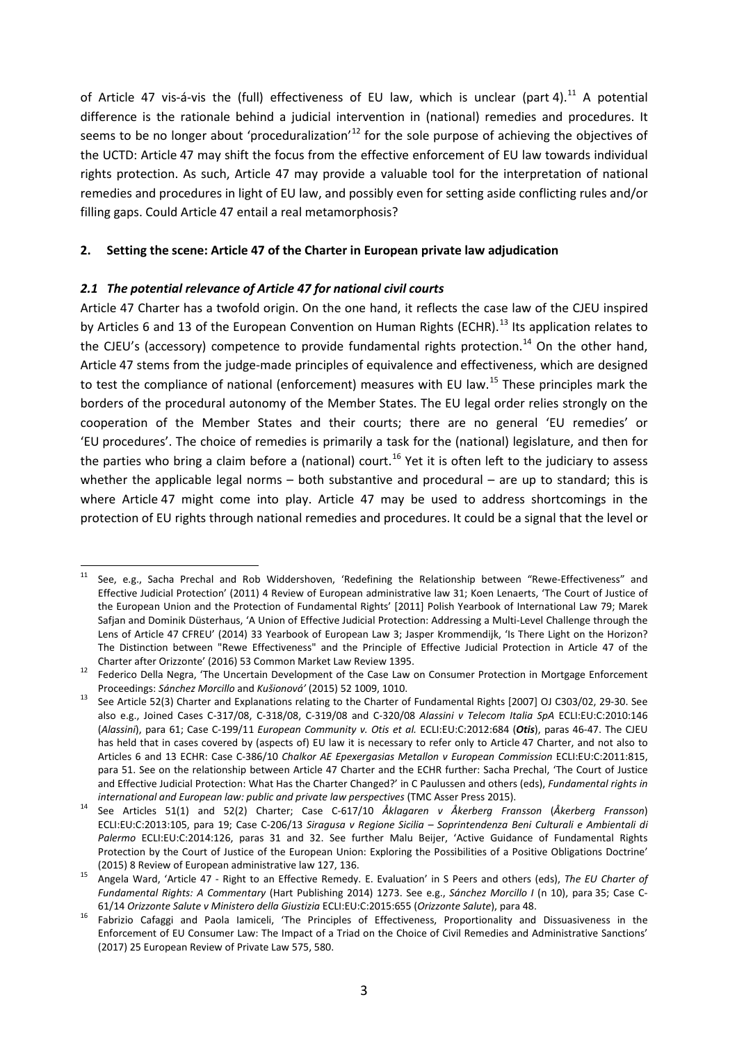of Article 47 vis-á-vis the (full) effectiveness of EU law, which is unclear (part 4).[11] A potential difference is the rationale behind a judicial intervention in (national) remedies and procedures. It seems to be no longer about 'proceduralization'[12] for the sole purpose of achieving the objectives of the UCTD: Article 47 may shift the focus from the effective enforcement of EU law towards individual rights protection. As such, Article 47 may provide a valuable tool for the interpretation of national remedies and procedures in light of EU law, and possibly even for setting aside conflicting rules and/or filling gaps. Could Article 47 entail a real metamorphosis?

## 2. Setting the scene: Article 47 of the Charter in European private law adjudication

### *2.1 The potential relevance of Article 47 for national civil courts*

Article 47 Charter has a twofold origin. On the one hand, it reflects the case law of the CJEU inspired by Articles 6 and 13 of the European Convention on Human Rights (ECHR).[13] Its application relates to the CJEU's (accessory) competence to provide fundamental rights protection.[14] On the other hand, Article 47 stems from the judge-made principles of equivalence and effectiveness, which are designed to test the compliance of national (enforcement) measures with EU law.[15] These principles mark the borders of the procedural autonomy of the Member States. The EU legal order relies strongly on the cooperation of the Member States and their courts; there are no general 'EU remedies' or 'EU procedures'. The choice of remedies is primarily a task for the (national) legislature, and then for the parties who bring a claim before a (national) court.[16] Yet it is often left to the judiciary to assess whether the applicable legal norms – both substantive and procedural – are up to standard; this is where Article 47 might come into play. Article 47 may be used to address shortcomings in the protection of EU rights through national remedies and procedures. It could be a signal that the level or

---

[11] See, e.g., Sacha Prechal and Rob Widdershoven, 'Redefining the Relationship between "Rewe-Effectiveness" and Effective Judicial Protection' (2011) 4 Review of European administrative law 31; Koen Lenaerts, 'The Court of Justice of the European Union and the Protection of Fundamental Rights' [2011] Polish Yearbook of International Law 79; Marek Safjan and Dominik Düsterhaus, 'A Union of Effective Judicial Protection: Addressing a Multi-Level Challenge through the Lens of Article 47 CFREU' (2014) 33 Yearbook of European Law 3; Jasper Krommendijk, 'Is There Light on the Horizon? The Distinction between "Rewe Effectiveness" and the Principle of Effective Judicial Protection in Article 47 of the Charter after Orizzonte' (2016) 53 Common Market Law Review 1395.

[12] Federico Della Negra, 'The Uncertain Development of the Case Law on Consumer Protection in Mortgage Enforcement Proceedings: *Sánchez Morcillo* and *Kušionová'* (2015) 52 1009, 1010.

[13] See Article 52(3) Charter and Explanations relating to the Charter of Fundamental Rights [2007] OJ C303/02, 29-30. See also e.g., Joined Cases C-317/08, C-318/08, C-319/08 and C-320/08 *Alassini v Telecom Italia SpA* ECLI:EU:C:2010:146 (*Alassini*), para 61; Case C-199/11 *European Community v. Otis et al.* ECLI:EU:C:2012:684 (***Otis***), paras 46-47. The CJEU has held that in cases covered by (aspects of) EU law it is necessary to refer only to Article 47 Charter, and not also to Articles 6 and 13 ECHR: Case C-386/10 *Chalkor AE Epexergasias Metallon v European Commission* ECLI:EU:C:2011:815, para 51. See on the relationship between Article 47 Charter and the ECHR further: Sacha Prechal, 'The Court of Justice and Effective Judicial Protection: What Has the Charter Changed?' in C Paulussen and others (eds), *Fundamental rights in international and European law: public and private law perspectives* (TMC Asser Press 2015).

[14] See Articles 51(1) and 52(2) Charter; Case C-617/10 *Åklagaren v Åkerberg Fransson* (*Åkerberg Fransson*) ECLI:EU:C:2013:105, para 19; Case C-206/13 *Siragusa v Regione Sicilia – Soprintendenza Beni Culturali e Ambientali di Palermo* ECLI:EU:C:2014:126, paras 31 and 32. See further Malu Beijer, 'Active Guidance of Fundamental Rights Protection by the Court of Justice of the European Union: Exploring the Possibilities of a Positive Obligations Doctrine' (2015) 8 Review of European administrative law 127, 136.

[15] Angela Ward, 'Article 47 - Right to an Effective Remedy. E. Evaluation' in S Peers and others (eds), *The EU Charter of Fundamental Rights: A Commentary* (Hart Publishing 2014) 1273. See e.g., *Sánchez Morcillo I* (n 10), para 35; Case C-61/14 *Orizzonte Salute v Ministero della Giustizia* ECLI:EU:C:2015:655 (*Orizzonte Salute*), para 48.

[16] Fabrizio Cafaggi and Paola Iamiceli, 'The Principles of Effectiveness, Proportionality and Dissuasiveness in the Enforcement of EU Consumer Law: The Impact of a Triad on the Choice of Civil Remedies and Administrative Sanctions' (2017) 25 European Review of Private Law 575, 580.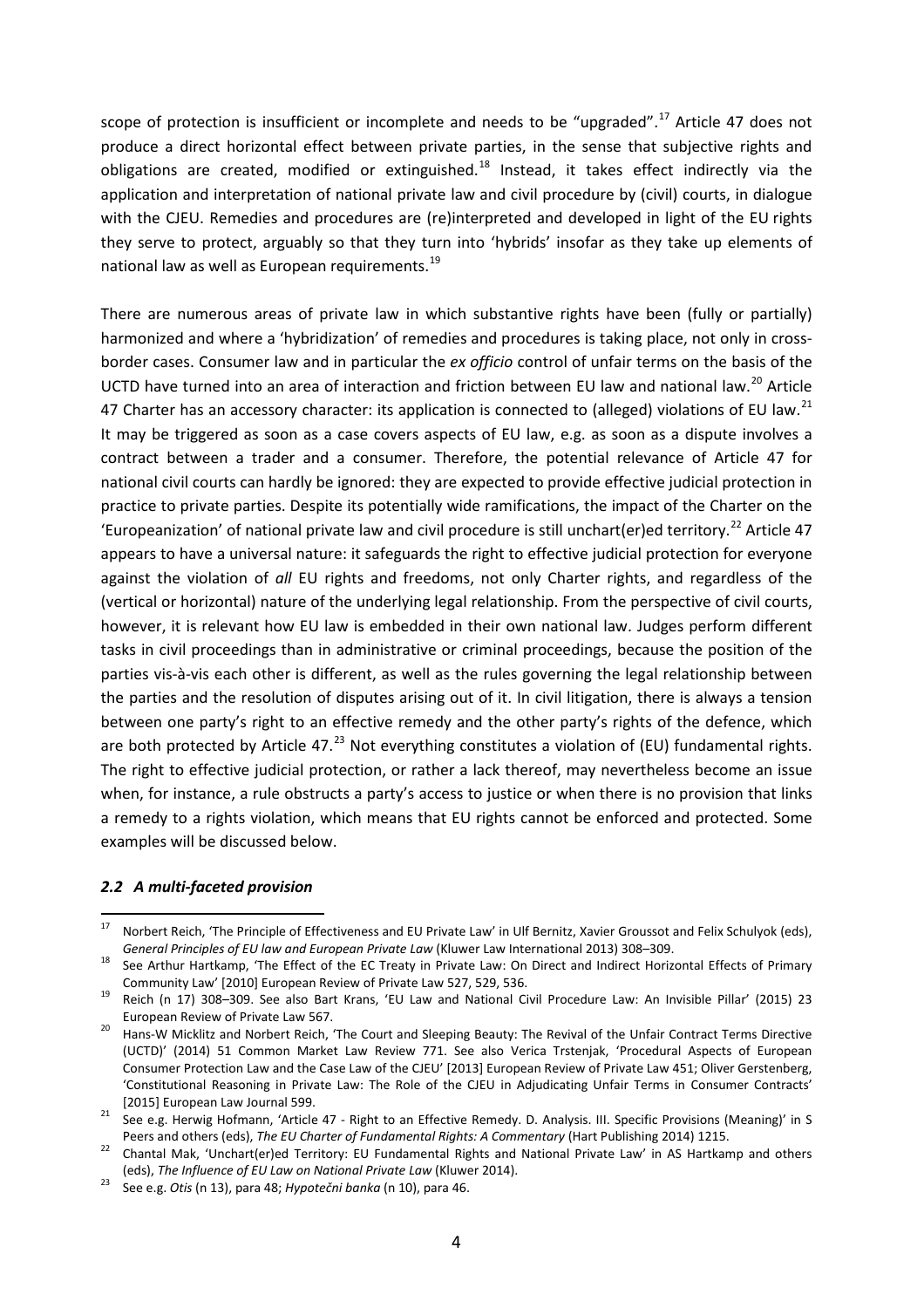scope of protection is insufficient or incomplete and needs to be "upgraded".[17] Article 47 does not produce a direct horizontal effect between private parties, in the sense that subjective rights and obligations are created, modified or extinguished.[18] Instead, it takes effect indirectly via the application and interpretation of national private law and civil procedure by (civil) courts, in dialogue with the CJEU. Remedies and procedures are (re)interpreted and developed in light of the EU rights they serve to protect, arguably so that they turn into 'hybrids' insofar as they take up elements of national law as well as European requirements.[19]

There are numerous areas of private law in which substantive rights have been (fully or partially) harmonized and where a 'hybridization' of remedies and procedures is taking place, not only in cross-border cases. Consumer law and in particular the *ex officio* control of unfair terms on the basis of the UCTD have turned into an area of interaction and friction between EU law and national law.[20] Article 47 Charter has an accessory character: its application is connected to (alleged) violations of EU law.[21] It may be triggered as soon as a case covers aspects of EU law, e.g. as soon as a dispute involves a contract between a trader and a consumer. Therefore, the potential relevance of Article 47 for national civil courts can hardly be ignored: they are expected to provide effective judicial protection in practice to private parties. Despite its potentially wide ramifications, the impact of the Charter on the 'Europeanization' of national private law and civil procedure is still unchart(er)ed territory.[22] Article 47 appears to have a universal nature: it safeguards the right to effective judicial protection for everyone against the violation of *all* EU rights and freedoms, not only Charter rights, and regardless of the (vertical or horizontal) nature of the underlying legal relationship. From the perspective of civil courts, however, it is relevant how EU law is embedded in their own national law. Judges perform different tasks in civil proceedings than in administrative or criminal proceedings, because the position of the parties vis-à-vis each other is different, as well as the rules governing the legal relationship between the parties and the resolution of disputes arising out of it. In civil litigation, there is always a tension between one party's right to an effective remedy and the other party's rights of the defence, which are both protected by Article 47.[23] Not everything constitutes a violation of (EU) fundamental rights. The right to effective judicial protection, or rather a lack thereof, may nevertheless become an issue when, for instance, a rule obstructs a party's access to justice or when there is no provision that links a remedy to a rights violation, which means that EU rights cannot be enforced and protected. Some examples will be discussed below.

### *2.2 A multi-faceted provision*

---

[17] Norbert Reich, 'The Principle of Effectiveness and EU Private Law' in Ulf Bernitz, Xavier Groussot and Felix Schulyok (eds), *General Principles of EU law and European Private Law* (Kluwer Law International 2013) 308–309.

[18] See Arthur Hartkamp, 'The Effect of the EC Treaty in Private Law: On Direct and Indirect Horizontal Effects of Primary Community Law' [2010] European Review of Private Law 527, 529, 536.

[19] Reich (n 17) 308–309. See also Bart Krans, 'EU Law and National Civil Procedure Law: An Invisible Pillar' (2015) 23 European Review of Private Law 567.

[20] Hans-W Micklitz and Norbert Reich, 'The Court and Sleeping Beauty: The Revival of the Unfair Contract Terms Directive (UCTD)' (2014) 51 Common Market Law Review 771. See also Verica Trstenjak, 'Procedural Aspects of European Consumer Protection Law and the Case Law of the CJEU' [2013] European Review of Private Law 451; Oliver Gerstenberg, 'Constitutional Reasoning in Private Law: The Role of the CJEU in Adjudicating Unfair Terms in Consumer Contracts' [2015] European Law Journal 599.

[21] See e.g. Herwig Hofmann, 'Article 47 - Right to an Effective Remedy. D. Analysis. III. Specific Provisions (Meaning)' in S Peers and others (eds), *The EU Charter of Fundamental Rights: A Commentary* (Hart Publishing 2014) 1215.

[22] Chantal Mak, 'Unchart(er)ed Territory: EU Fundamental Rights and National Private Law' in AS Hartkamp and others (eds), *The Influence of EU Law on National Private Law* (Kluwer 2014).

[23] See e.g. *Otis* (n 13), para 48; *Hypotečni banka* (n 10), para 46.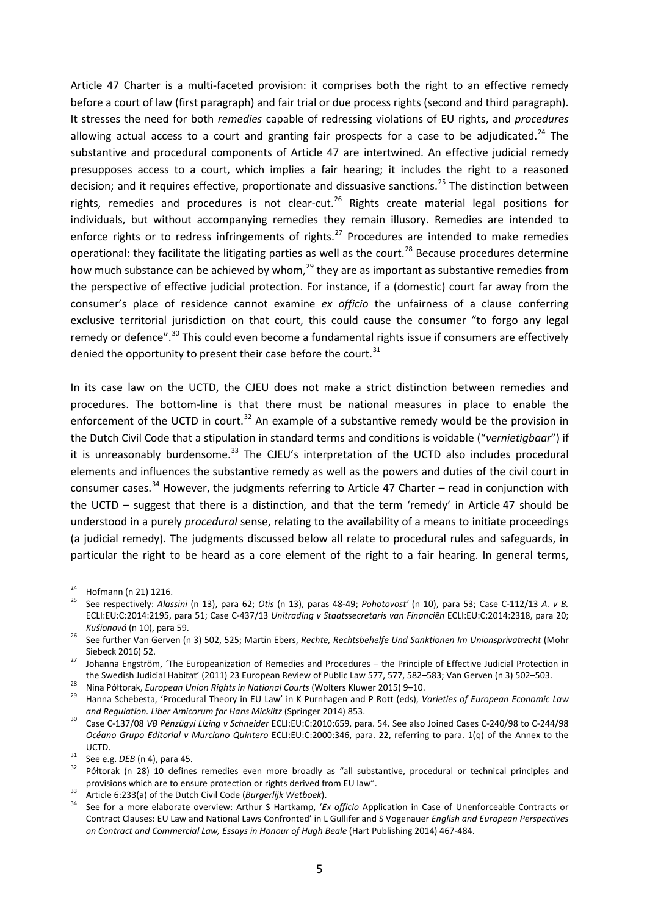Article 47 Charter is a multi-faceted provision: it comprises both the right to an effective remedy before a court of law (first paragraph) and fair trial or due process rights (second and third paragraph). It stresses the need for both *remedies* capable of redressing violations of EU rights, and *procedures* allowing actual access to a court and granting fair prospects for a case to be adjudicated.[24] The substantive and procedural components of Article 47 are intertwined. An effective judicial remedy presupposes access to a court, which implies a fair hearing; it includes the right to a reasoned decision; and it requires effective, proportionate and dissuasive sanctions.[25] The distinction between rights, remedies and procedures is not clear-cut.[26] Rights create material legal positions for individuals, but without accompanying remedies they remain illusory. Remedies are intended to enforce rights or to redress infringements of rights.[27] Procedures are intended to make remedies operational: they facilitate the litigating parties as well as the court.[28] Because procedures determine how much substance can be achieved by whom,[29] they are as important as substantive remedies from the perspective of effective judicial protection. For instance, if a (domestic) court far away from the consumer's place of residence cannot examine *ex officio* the unfairness of a clause conferring exclusive territorial jurisdiction on that court, this could cause the consumer "to forgo any legal remedy or defence".[30] This could even become a fundamental rights issue if consumers are effectively denied the opportunity to present their case before the court.[31]

In its case law on the UCTD, the CJEU does not make a strict distinction between remedies and procedures. The bottom-line is that there must be national measures in place to enable the enforcement of the UCTD in court.[32] An example of a substantive remedy would be the provision in the Dutch Civil Code that a stipulation in standard terms and conditions is voidable ("*vernietigbaar*") if it is unreasonably burdensome.[33] The CJEU's interpretation of the UCTD also includes procedural elements and influences the substantive remedy as well as the powers and duties of the civil court in consumer cases.[34] However, the judgments referring to Article 47 Charter – read in conjunction with the UCTD – suggest that there is a distinction, and that the term 'remedy' in Article 47 should be understood in a purely *procedural* sense, relating to the availability of a means to initiate proceedings (a judicial remedy). The judgments discussed below all relate to procedural rules and safeguards, in particular the right to be heard as a core element of the right to a fair hearing. In general terms,

---

[24] Hofmann (n 21) 1216.

[25] See respectively: *Alassini* (n 13), para 62; *Otis* (n 13), paras 48-49; *Pohotovost'* (n 10), para 53; Case C-112/13 *A. v B.* ECLI:EU:C:2014:2195, para 51; Case C-437/13 *Unitrading v Staatssecretaris van Financiën* ECLI:EU:C:2014:2318, para 20; *Kušionová* (n 10), para 59.

[26] See further Van Gerven (n 3) 502, 525; Martin Ebers, *Rechte, Rechtsbehelfe Und Sanktionen Im Unionsprivatrecht* (Mohr Siebeck 2016) 52.

[27] Johanna Engström, 'The Europeanization of Remedies and Procedures – the Principle of Effective Judicial Protection in the Swedish Judicial Habitat' (2011) 23 European Review of Public Law 577, 577, 582–583; Van Gerven (n 3) 502–503.

[28] Nina Półtorak, *European Union Rights in National Courts* (Wolters Kluwer 2015) 9–10.

[29] Hanna Schebesta, 'Procedural Theory in EU Law' in K Purnhagen and P Rott (eds), *Varieties of European Economic Law and Regulation. Liber Amicorum for Hans Micklitz* (Springer 2014) 853.

[30] Case C-137/08 *VB Pénzügyi Lízing v Schneider* ECLI:EU:C:2010:659, para. 54. See also Joined Cases C-240/98 to C-244/98 *Océano Grupo Editorial v Murciano Quintero* ECLI:EU:C:2000:346, para. 22, referring to para. 1(q) of the Annex to the UCTD.

[31] See e.g. *DEB* (n 4), para 45.

[32] Półtorak (n 28) 10 defines remedies even more broadly as "all substantive, procedural or technical principles and provisions which are to ensure protection or rights derived from EU law".

[33] Article 6:233(a) of the Dutch Civil Code (*Burgerlijk Wetboek*).

[34] See for a more elaborate overview: Arthur S Hartkamp, '*Ex officio* Application in Case of Unenforceable Contracts or Contract Clauses: EU Law and National Laws Confronted' in L Gullifer and S Vogenauer *English and European Perspectives on Contract and Commercial Law, Essays in Honour of Hugh Beale* (Hart Publishing 2014) 467-484.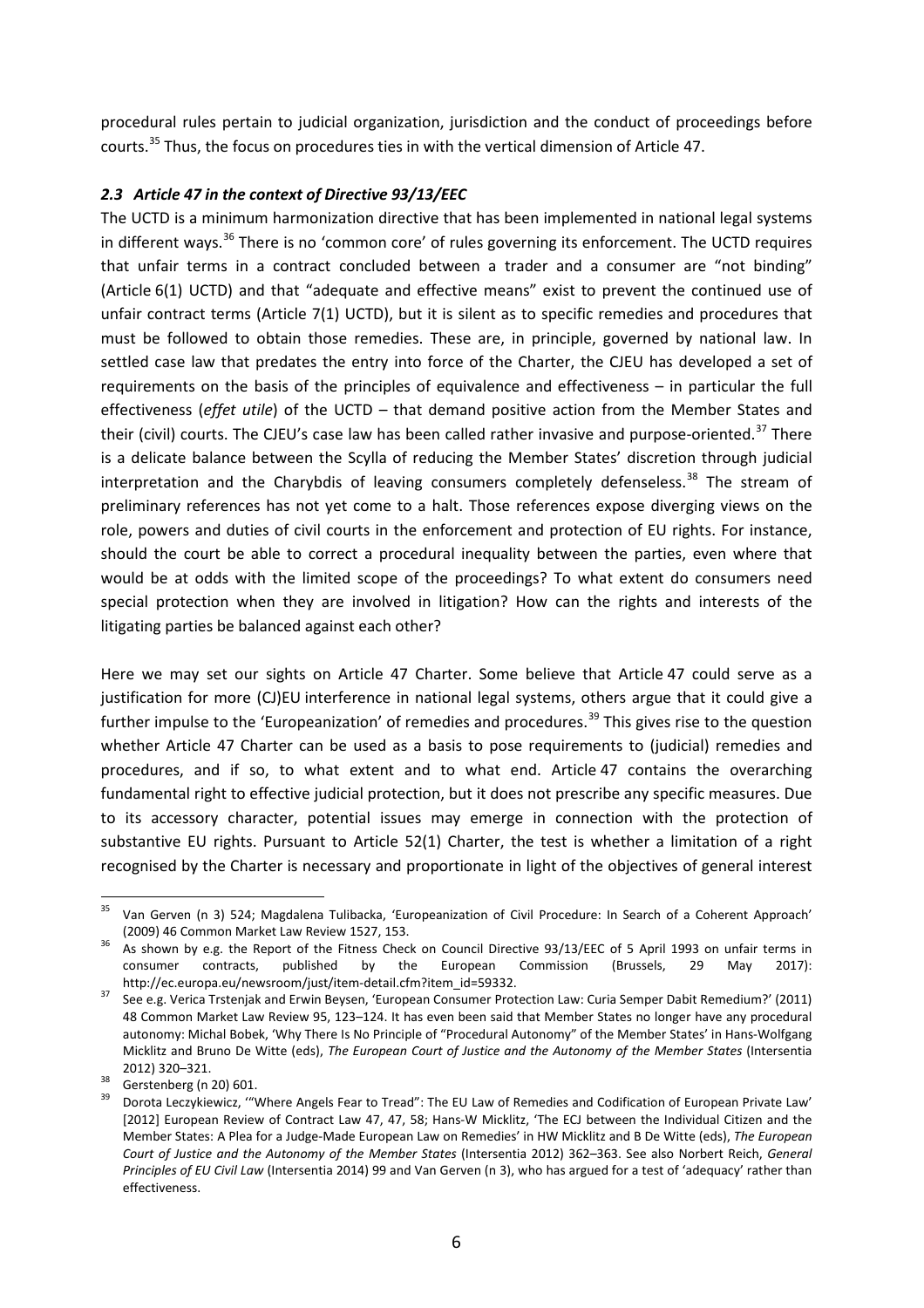procedural rules pertain to judicial organization, jurisdiction and the conduct of proceedings before courts.[35] Thus, the focus on procedures ties in with the vertical dimension of Article 47.

### *2.3 Article 47 in the context of Directive 93/13/EEC*

The UCTD is a minimum harmonization directive that has been implemented in national legal systems in different ways.[36] There is no 'common core' of rules governing its enforcement. The UCTD requires that unfair terms in a contract concluded between a trader and a consumer are "not binding" (Article 6(1) UCTD) and that "adequate and effective means" exist to prevent the continued use of unfair contract terms (Article 7(1) UCTD), but it is silent as to specific remedies and procedures that must be followed to obtain those remedies. These are, in principle, governed by national law. In settled case law that predates the entry into force of the Charter, the CJEU has developed a set of requirements on the basis of the principles of equivalence and effectiveness – in particular the full effectiveness (*effet utile*) of the UCTD – that demand positive action from the Member States and their (civil) courts. The CJEU's case law has been called rather invasive and purpose-oriented.[37] There is a delicate balance between the Scylla of reducing the Member States' discretion through judicial interpretation and the Charybdis of leaving consumers completely defenseless.[38] The stream of preliminary references has not yet come to a halt. Those references expose diverging views on the role, powers and duties of civil courts in the enforcement and protection of EU rights. For instance, should the court be able to correct a procedural inequality between the parties, even where that would be at odds with the limited scope of the proceedings? To what extent do consumers need special protection when they are involved in litigation? How can the rights and interests of the litigating parties be balanced against each other?

Here we may set our sights on Article 47 Charter. Some believe that Article 47 could serve as a justification for more (CJ)EU interference in national legal systems, others argue that it could give a further impulse to the 'Europeanization' of remedies and procedures.[39] This gives rise to the question whether Article 47 Charter can be used as a basis to pose requirements to (judicial) remedies and procedures, and if so, to what extent and to what end. Article 47 contains the overarching fundamental right to effective judicial protection, but it does not prescribe any specific measures. Due to its accessory character, potential issues may emerge in connection with the protection of substantive EU rights. Pursuant to Article 52(1) Charter, the test is whether a limitation of a right recognised by the Charter is necessary and proportionate in light of the objectives of general interest

---

[35] Van Gerven (n 3) 524; Magdalena Tulibacka, 'Europeanization of Civil Procedure: In Search of a Coherent Approach' (2009) 46 Common Market Law Review 1527, 153.

[36] As shown by e.g. the Report of the Fitness Check on Council Directive 93/13/EEC of 5 April 1993 on unfair terms in consumer contracts, published by the European Commission (Brussels, 29 May 2017): http://ec.europa.eu/newsroom/just/item-detail.cfm?item_id=59332.

[37] See e.g. Verica Trstenjak and Erwin Beysen, 'European Consumer Protection Law: Curia Semper Dabit Remedium?' (2011) 48 Common Market Law Review 95, 123–124. It has even been said that Member States no longer have any procedural autonomy: Michal Bobek, 'Why There Is No Principle of "Procedural Autonomy" of the Member States' in Hans-Wolfgang Micklitz and Bruno De Witte (eds), *The European Court of Justice and the Autonomy of the Member States* (Intersentia 2012) 320–321.

[38] Gerstenberg (n 20) 601.

[39] Dorota Leczykiewicz, '"Where Angels Fear to Tread": The EU Law of Remedies and Codification of European Private Law' [2012] European Review of Contract Law 47, 47, 58; Hans-W Micklitz, 'The ECJ between the Individual Citizen and the Member States: A Plea for a Judge-Made European Law on Remedies' in HW Micklitz and B De Witte (eds), *The European Court of Justice and the Autonomy of the Member States* (Intersentia 2012) 362–363. See also Norbert Reich, *General Principles of EU Civil Law* (Intersentia 2014) 99 and Van Gerven (n 3), who has argued for a test of 'adequacy' rather than effectiveness.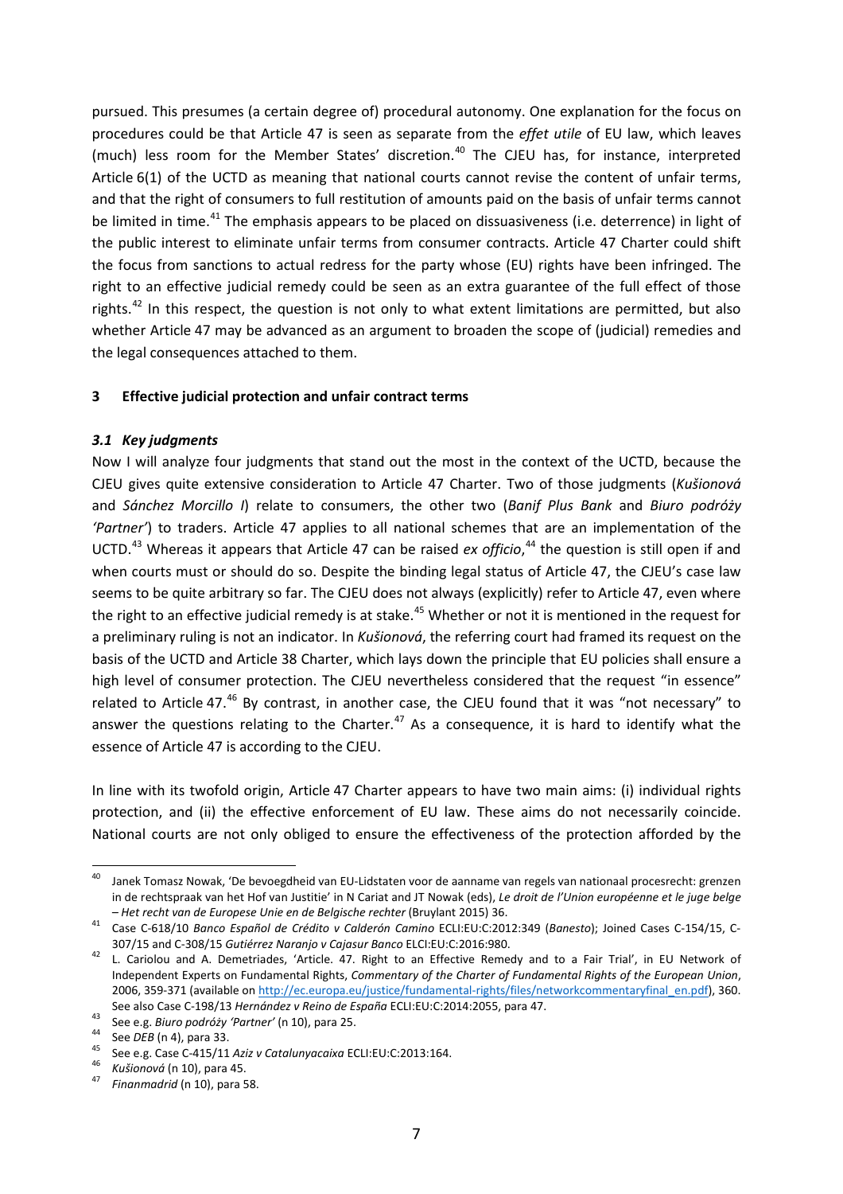pursued. This presumes (a certain degree of) procedural autonomy. One explanation for the focus on procedures could be that Article 47 is seen as separate from the *effet utile* of EU law, which leaves (much) less room for the Member States' discretion.[40] The CJEU has, for instance, interpreted Article 6(1) of the UCTD as meaning that national courts cannot revise the content of unfair terms, and that the right of consumers to full restitution of amounts paid on the basis of unfair terms cannot be limited in time.[41] The emphasis appears to be placed on dissuasiveness (i.e. deterrence) in light of the public interest to eliminate unfair terms from consumer contracts. Article 47 Charter could shift the focus from sanctions to actual redress for the party whose (EU) rights have been infringed. The right to an effective judicial remedy could be seen as an extra guarantee of the full effect of those rights.[42] In this respect, the question is not only to what extent limitations are permitted, but also whether Article 47 may be advanced as an argument to broaden the scope of (judicial) remedies and the legal consequences attached to them.

## 3 Effective judicial protection and unfair contract terms

### *3.1 Key judgments*

Now I will analyze four judgments that stand out the most in the context of the UCTD, because the CJEU gives quite extensive consideration to Article 47 Charter. Two of those judgments (*Kušionová* and *Sánchez Morcillo I*) relate to consumers, the other two (*Banif Plus Bank* and *Biuro podróży 'Partner'*) to traders. Article 47 applies to all national schemes that are an implementation of the UCTD.[43] Whereas it appears that Article 47 can be raised *ex officio*,[44] the question is still open if and when courts must or should do so. Despite the binding legal status of Article 47, the CJEU's case law seems to be quite arbitrary so far. The CJEU does not always (explicitly) refer to Article 47, even where the right to an effective judicial remedy is at stake.[45] Whether or not it is mentioned in the request for a preliminary ruling is not an indicator. In *Kušionová*, the referring court had framed its request on the basis of the UCTD and Article 38 Charter, which lays down the principle that EU policies shall ensure a high level of consumer protection. The CJEU nevertheless considered that the request "in essence" related to Article 47.[46] By contrast, in another case, the CJEU found that it was "not necessary" to answer the questions relating to the Charter.[47] As a consequence, it is hard to identify what the essence of Article 47 is according to the CJEU.

In line with its twofold origin, Article 47 Charter appears to have two main aims: (i) individual rights protection, and (ii) the effective enforcement of EU law. These aims do not necessarily coincide. National courts are not only obliged to ensure the effectiveness of the protection afforded by the

---

[40] Janek Tomasz Nowak, 'De bevoegdheid van EU-Lidstaten voor de aanname van regels van nationaal procesrecht: grenzen in de rechtspraak van het Hof van Justitie' in N Cariat and JT Nowak (eds), *Le droit de l'Union européenne et le juge belge – Het recht van de Europese Unie en de Belgische rechter* (Bruylant 2015) 36.

[41] Case C-618/10 *Banco Español de Crédito v Calderón Camino* ECLI:EU:C:2012:349 (*Banesto*); Joined Cases C-154/15, C-307/15 and C-308/15 *Gutiérrez Naranjo v Cajasur Banco* ELCI:EU:C:2016:980.

[42] L. Cariolou and A. Demetriades, 'Article. 47. Right to an Effective Remedy and to a Fair Trial', in EU Network of Independent Experts on Fundamental Rights, *Commentary of the Charter of Fundamental Rights of the European Union*, 2006, 359-371 (available on http://ec.europa.eu/justice/fundamental-rights/files/networkcommentaryfinal_en.pdf), 360. See also Case C-198/13 *Hernández v Reino de España* ECLI:EU:C:2014:2055, para 47.

[43] See e.g. *Biuro podróży 'Partner'* (n 10), para 25.

[44] See *DEB* (n 4), para 33.

[45] See e.g. Case C-415/11 *Aziz v Catalunyacaixa* ECLI:EU:C:2013:164.

[46] *Kušionová* (n 10), para 45.

[47] *Finanmadrid* (n 10), para 58.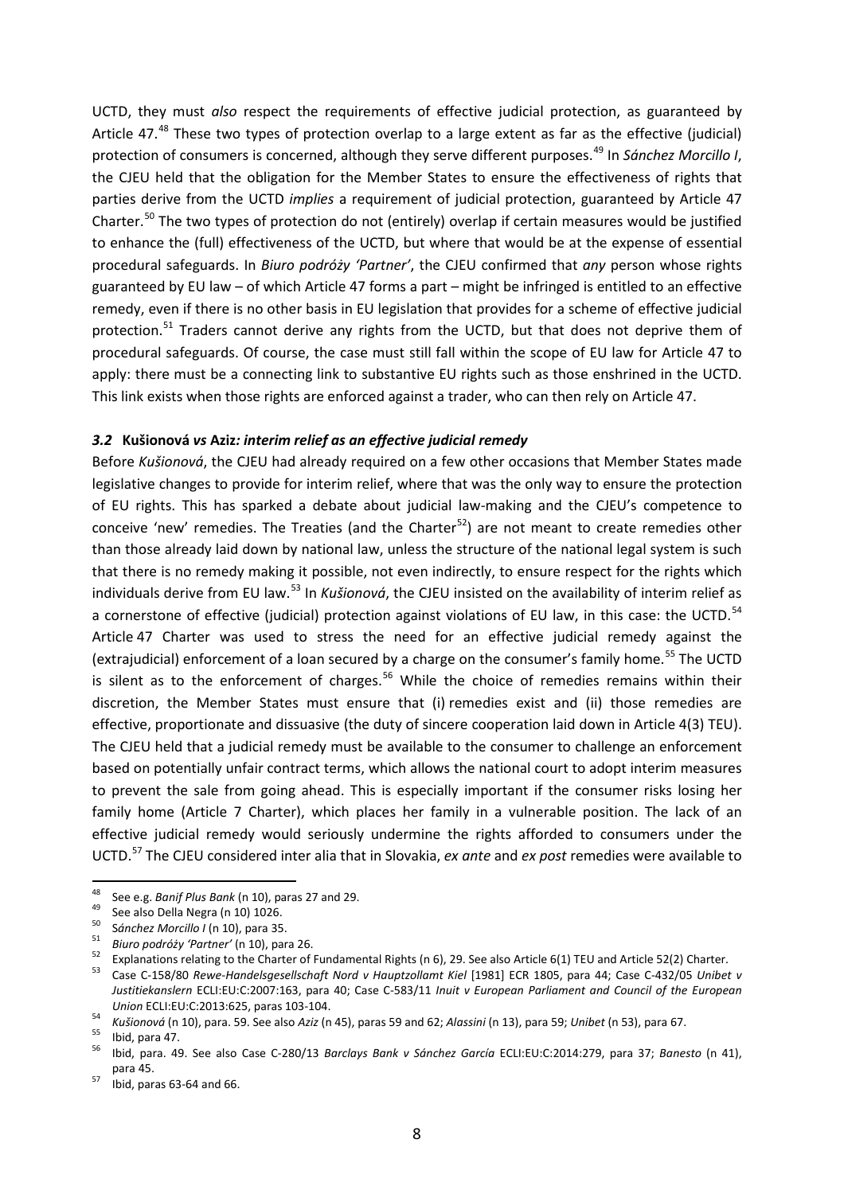UCTD, they must *also* respect the requirements of effective judicial protection, as guaranteed by Article 47.[48] These two types of protection overlap to a large extent as far as the effective (judicial) protection of consumers is concerned, although they serve different purposes.[49] In *Sánchez Morcillo I*, the CJEU held that the obligation for the Member States to ensure the effectiveness of rights that parties derive from the UCTD *implies* a requirement of judicial protection, guaranteed by Article 47 Charter.[50] The two types of protection do not (entirely) overlap if certain measures would be justified to enhance the (full) effectiveness of the UCTD, but where that would be at the expense of essential procedural safeguards. In *Biuro podróży 'Partner'*, the CJEU confirmed that *any* person whose rights guaranteed by EU law – of which Article 47 forms a part – might be infringed is entitled to an effective remedy, even if there is no other basis in EU legislation that provides for a scheme of effective judicial protection.[51] Traders cannot derive any rights from the UCTD, but that does not deprive them of procedural safeguards. Of course, the case must still fall within the scope of EU law for Article 47 to apply: there must be a connecting link to substantive EU rights such as those enshrined in the UCTD. This link exists when those rights are enforced against a trader, who can then rely on Article 47.

### *3.2* **Kušionová** *vs* **Aziz***: interim relief as an effective judicial remedy*

Before *Kušionová*, the CJEU had already required on a few other occasions that Member States made legislative changes to provide for interim relief, where that was the only way to ensure the protection of EU rights. This has sparked a debate about judicial law-making and the CJEU's competence to conceive 'new' remedies. The Treaties (and the Charter[52]) are not meant to create remedies other than those already laid down by national law, unless the structure of the national legal system is such that there is no remedy making it possible, not even indirectly, to ensure respect for the rights which individuals derive from EU law.[53] In *Kušionová*, the CJEU insisted on the availability of interim relief as a cornerstone of effective (judicial) protection against violations of EU law, in this case: the UCTD.[54] Article 47 Charter was used to stress the need for an effective judicial remedy against the (extrajudicial) enforcement of a loan secured by a charge on the consumer's family home.[55] The UCTD is silent as to the enforcement of charges.[56] While the choice of remedies remains within their discretion, the Member States must ensure that (i) remedies exist and (ii) those remedies are effective, proportionate and dissuasive (the duty of sincere cooperation laid down in Article 4(3) TEU). The CJEU held that a judicial remedy must be available to the consumer to challenge an enforcement based on potentially unfair contract terms, which allows the national court to adopt interim measures to prevent the sale from going ahead. This is especially important if the consumer risks losing her family home (Article 7 Charter), which places her family in a vulnerable position. The lack of an effective judicial remedy would seriously undermine the rights afforded to consumers under the UCTD.[57] The CJEU considered inter alia that in Slovakia, *ex ante* and *ex post* remedies were available to

---

[48] See e.g. *Banif Plus Bank* (n 10), paras 27 and 29.

[49] See also Della Negra (n 10) 1026.

[50] S*ánchez Morcillo I* (n 10), para 35.

[51] *Biuro podróży 'Partner'* (n 10), para 26.

[52] Explanations relating to the Charter of Fundamental Rights (n 6), 29. See also Article 6(1) TEU and Article 52(2) Charter.

[53] Case C-158/80 *Rewe-Handelsgesellschaft Nord v Hauptzollamt Kiel* [1981] ECR 1805, para 44; Case C-432/05 *Unibet v Justitiekanslern* ECLI:EU:C:2007:163, para 40; Case C-583/11 *Inuit v European Parliament and Council of the European Union* ECLI:EU:C:2013:625, paras 103-104.

[54] *Kušionová* (n 10), para. 59. See also *Aziz* (n 45), paras 59 and 62; *Alassini* (n 13), para 59; *Unibet* (n 53), para 67.

[55] Ibid, para 47.

[56] Ibid, para. 49. See also Case C-280/13 *Barclays Bank v Sánchez García* ECLI:EU:C:2014:279, para 37; *Banesto* (n 41), para 45.

[57] Ibid, paras 63-64 and 66.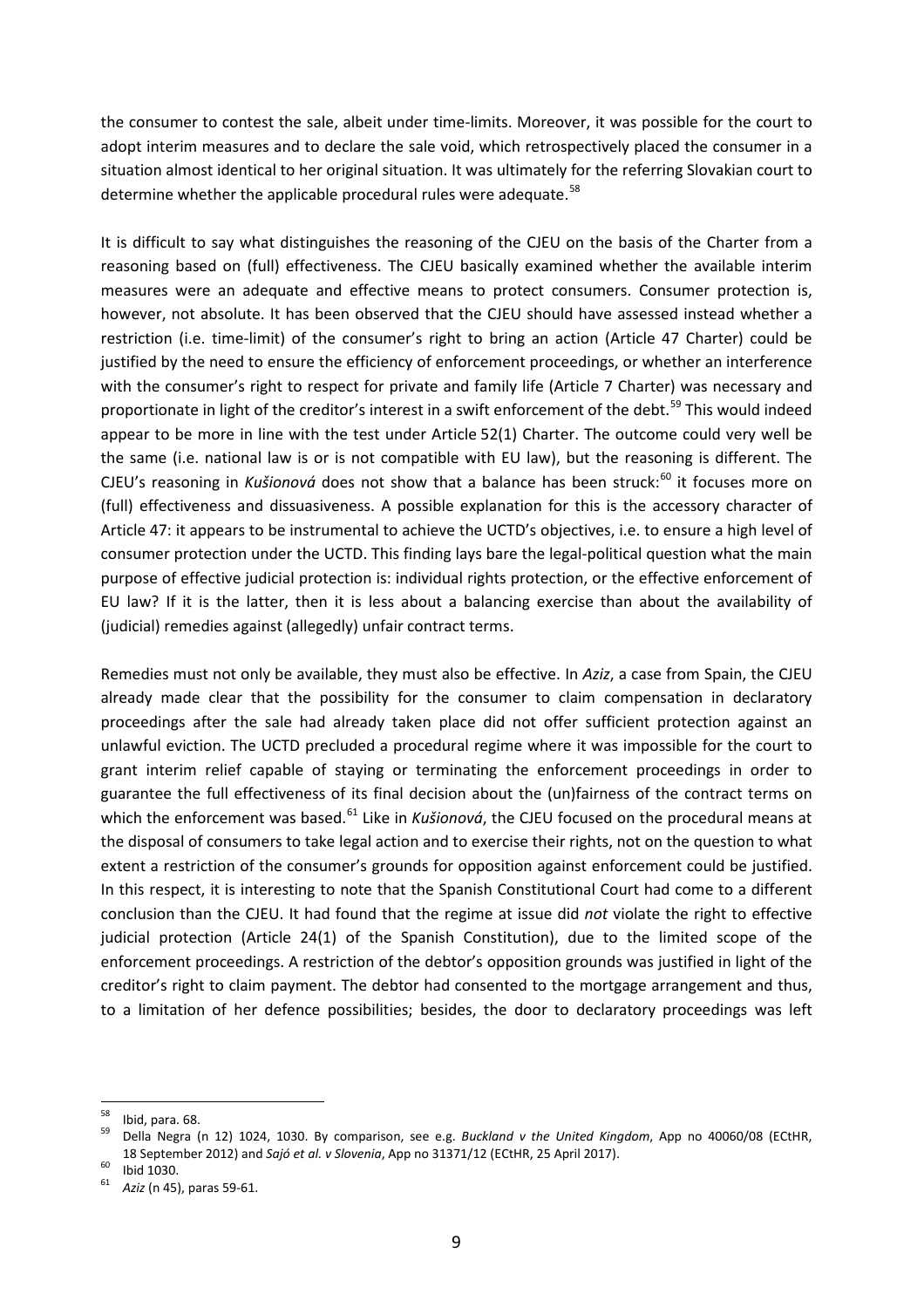the consumer to contest the sale, albeit under time-limits. Moreover, it was possible for the court to adopt interim measures and to declare the sale void, which retrospectively placed the consumer in a situation almost identical to her original situation. It was ultimately for the referring Slovakian court to determine whether the applicable procedural rules were adequate.[58]

It is difficult to say what distinguishes the reasoning of the CJEU on the basis of the Charter from a reasoning based on (full) effectiveness. The CJEU basically examined whether the available interim measures were an adequate and effective means to protect consumers. Consumer protection is, however, not absolute. It has been observed that the CJEU should have assessed instead whether a restriction (i.e. time-limit) of the consumer's right to bring an action (Article 47 Charter) could be justified by the need to ensure the efficiency of enforcement proceedings, or whether an interference with the consumer's right to respect for private and family life (Article 7 Charter) was necessary and proportionate in light of the creditor's interest in a swift enforcement of the debt.[59] This would indeed appear to be more in line with the test under Article 52(1) Charter. The outcome could very well be the same (i.e. national law is or is not compatible with EU law), but the reasoning is different. The CJEU's reasoning in *Kušionová* does not show that a balance has been struck:[60] it focuses more on (full) effectiveness and dissuasiveness. A possible explanation for this is the accessory character of Article 47: it appears to be instrumental to achieve the UCTD's objectives, i.e. to ensure a high level of consumer protection under the UCTD. This finding lays bare the legal-political question what the main purpose of effective judicial protection is: individual rights protection, or the effective enforcement of EU law? If it is the latter, then it is less about a balancing exercise than about the availability of (judicial) remedies against (allegedly) unfair contract terms.

Remedies must not only be available, they must also be effective. In *Aziz*, a case from Spain, the CJEU already made clear that the possibility for the consumer to claim compensation in declaratory proceedings after the sale had already taken place did not offer sufficient protection against an unlawful eviction. The UCTD precluded a procedural regime where it was impossible for the court to grant interim relief capable of staying or terminating the enforcement proceedings in order to guarantee the full effectiveness of its final decision about the (un)fairness of the contract terms on which the enforcement was based.[61] Like in *Kušionová*, the CJEU focused on the procedural means at the disposal of consumers to take legal action and to exercise their rights, not on the question to what extent a restriction of the consumer's grounds for opposition against enforcement could be justified. In this respect, it is interesting to note that the Spanish Constitutional Court had come to a different conclusion than the CJEU. It had found that the regime at issue did *not* violate the right to effective judicial protection (Article 24(1) of the Spanish Constitution), due to the limited scope of the enforcement proceedings. A restriction of the debtor's opposition grounds was justified in light of the creditor's right to claim payment. The debtor had consented to the mortgage arrangement and thus, to a limitation of her defence possibilities; besides, the door to declaratory proceedings was left

---

[58] Ibid, para. 68.

[59] Della Negra (n 12) 1024, 1030. By comparison, see e.g. *Buckland v the United Kingdom*, App no 40060/08 (ECtHR, 18 September 2012) and *Sajó et al. v Slovenia*, App no 31371/12 (ECtHR, 25 April 2017).

[60] Ibid 1030.

[61] *Aziz* (n 45), paras 59-61.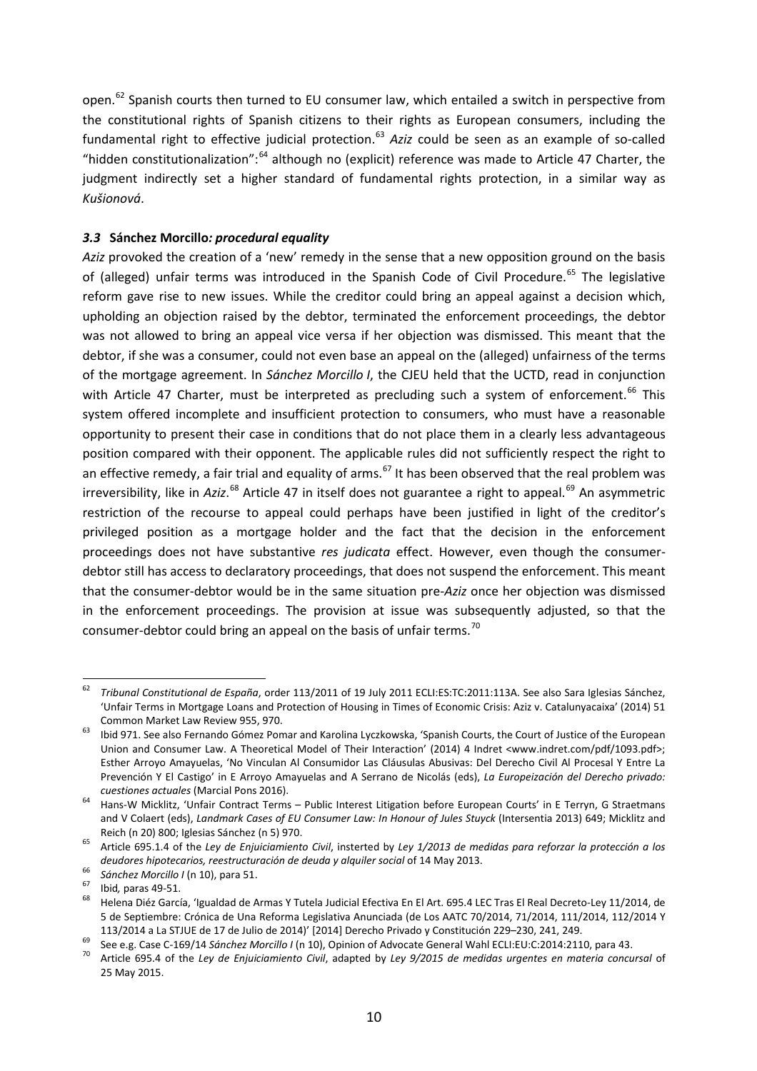open.[62] Spanish courts then turned to EU consumer law, which entailed a switch in perspective from the constitutional rights of Spanish citizens to their rights as European consumers, including the fundamental right to effective judicial protection.[63] *Aziz* could be seen as an example of so-called "hidden constitutionalization":[64] although no (explicit) reference was made to Article 47 Charter, the judgment indirectly set a higher standard of fundamental rights protection, in a similar way as *Kušionová*.

### *3.3* Sánchez Morcillo*: procedural equality*

*Aziz* provoked the creation of a 'new' remedy in the sense that a new opposition ground on the basis of (alleged) unfair terms was introduced in the Spanish Code of Civil Procedure.[65] The legislative reform gave rise to new issues. While the creditor could bring an appeal against a decision which, upholding an objection raised by the debtor, terminated the enforcement proceedings, the debtor was not allowed to bring an appeal vice versa if her objection was dismissed. This meant that the debtor, if she was a consumer, could not even base an appeal on the (alleged) unfairness of the terms of the mortgage agreement. In *Sánchez Morcillo I*, the CJEU held that the UCTD, read in conjunction with Article 47 Charter, must be interpreted as precluding such a system of enforcement.[66] This system offered incomplete and insufficient protection to consumers, who must have a reasonable opportunity to present their case in conditions that do not place them in a clearly less advantageous position compared with their opponent. The applicable rules did not sufficiently respect the right to an effective remedy, a fair trial and equality of arms.[67] It has been observed that the real problem was irreversibility, like in *Aziz*.[68] Article 47 in itself does not guarantee a right to appeal.[69] An asymmetric restriction of the recourse to appeal could perhaps have been justified in light of the creditor's privileged position as a mortgage holder and the fact that the decision in the enforcement proceedings does not have substantive *res judicata* effect. However, even though the consumer-debtor still has access to declaratory proceedings, that does not suspend the enforcement. This meant that the consumer-debtor would be in the same situation pre-*Aziz* once her objection was dismissed in the enforcement proceedings. The provision at issue was subsequently adjusted, so that the consumer-debtor could bring an appeal on the basis of unfair terms.[70]

---

[62] *Tribunal Constitutional de España*, order 113/2011 of 19 July 2011 ECLI:ES:TC:2011:113A. See also Sara Iglesias Sánchez, 'Unfair Terms in Mortgage Loans and Protection of Housing in Times of Economic Crisis: Aziz v. Catalunyacaixa' (2014) 51 Common Market Law Review 955, 970.

[63] Ibid 971. See also Fernando Gómez Pomar and Karolina Lyczkowska, 'Spanish Courts, the Court of Justice of the European Union and Consumer Law. A Theoretical Model of Their Interaction' (2014) 4 Indret <www.indret.com/pdf/1093.pdf>; Esther Arroyo Amayuelas, 'No Vinculan Al Consumidor Las Cláusulas Abusivas: Del Derecho Civil Al Procesal Y Entre La Prevención Y El Castigo' in E Arroyo Amayuelas and A Serrano de Nicolás (eds), *La Europeización del Derecho privado: cuestiones actuales* (Marcial Pons 2016).

[64] Hans-W Micklitz, 'Unfair Contract Terms – Public Interest Litigation before European Courts' in E Terryn, G Straetmans and V Colaert (eds), *Landmark Cases of EU Consumer Law: In Honour of Jules Stuyck* (Intersentia 2013) 649; Micklitz and Reich (n 20) 800; Iglesias Sánchez (n 5) 970.

[65] Article 695.1.4 of the *Ley de Enjuiciamiento Civil*, insterted by *Ley 1/2013 de medidas para reforzar la protección a los deudores hipotecarios, reestructuración de deuda y alquiler social* of 14 May 2013.

[66] *Sánchez Morcillo I* (n 10), para 51.

[67] Ibid*,* paras 49-51.

[68] Helena Diéz García, 'Igualdad de Armas Y Tutela Judicial Efectiva En El Art. 695.4 LEC Tras El Real Decreto-Ley 11/2014, de 5 de Septiembre: Crónica de Una Reforma Legislativa Anunciada (de Los AATC 70/2014, 71/2014, 111/2014, 112/2014 Y 113/2014 a La STJUE de 17 de Julio de 2014)' [2014] Derecho Privado y Constitución 229–230, 241, 249.

[69] See e.g. Case C-169/14 *Sánchez Morcillo I* (n 10), Opinion of Advocate General Wahl ECLI:EU:C:2014:2110, para 43.

[70] Article 695.4 of the *Ley de Enjuiciamiento Civil*, adapted by *Ley 9/2015 de medidas urgentes en materia concursal* of 25 May 2015.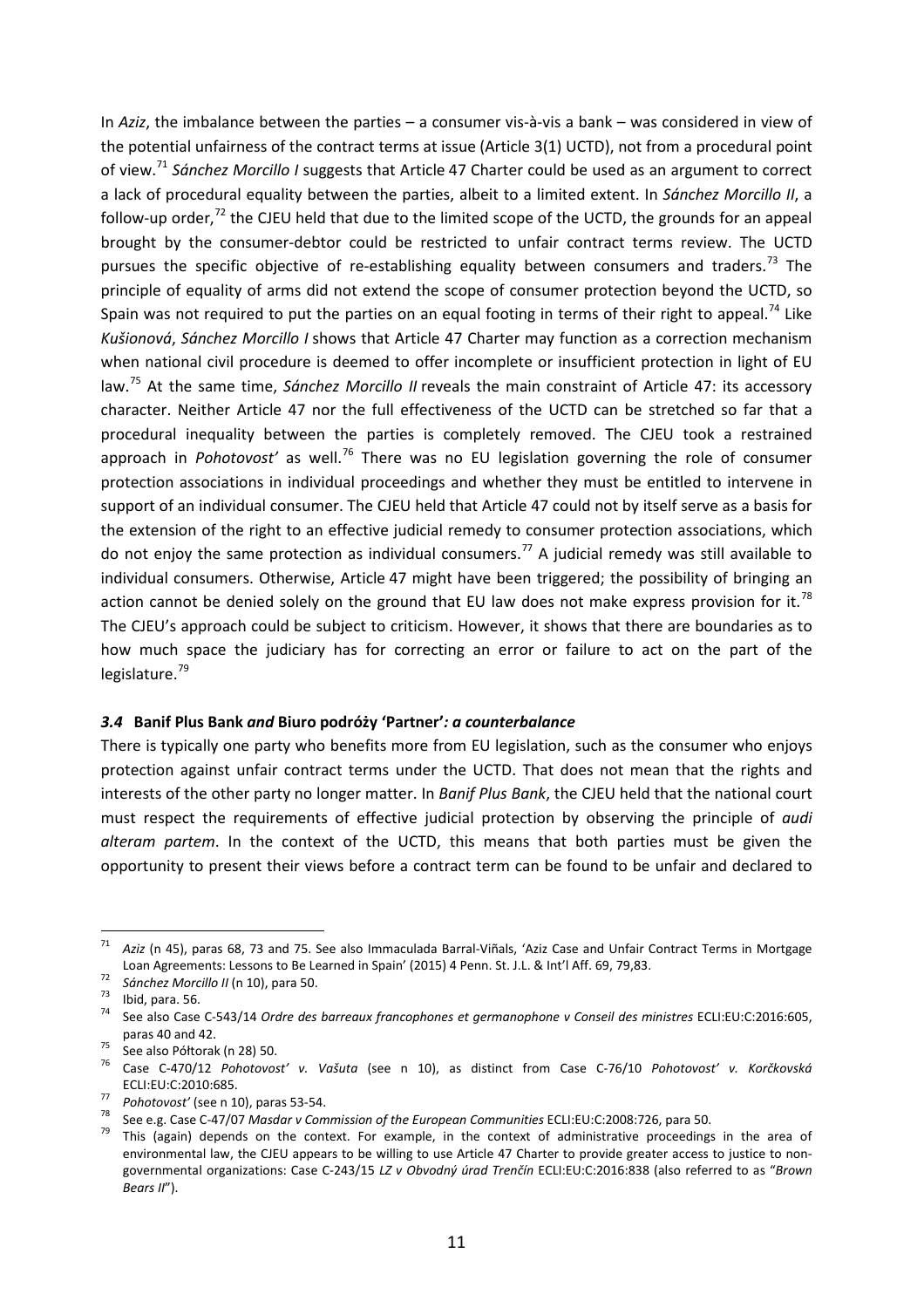In *Aziz*, the imbalance between the parties – a consumer vis-à-vis a bank – was considered in view of the potential unfairness of the contract terms at issue (Article 3(1) UCTD), not from a procedural point of view.[71] *Sánchez Morcillo I* suggests that Article 47 Charter could be used as an argument to correct a lack of procedural equality between the parties, albeit to a limited extent. In *Sánchez Morcillo II*, a follow-up order,[72] the CJEU held that due to the limited scope of the UCTD, the grounds for an appeal brought by the consumer-debtor could be restricted to unfair contract terms review. The UCTD pursues the specific objective of re-establishing equality between consumers and traders.[73] The principle of equality of arms did not extend the scope of consumer protection beyond the UCTD, so Spain was not required to put the parties on an equal footing in terms of their right to appeal.[74] Like *Kušionová*, *Sánchez Morcillo I* shows that Article 47 Charter may function as a correction mechanism when national civil procedure is deemed to offer incomplete or insufficient protection in light of EU law.[75] At the same time, *Sánchez Morcillo II* reveals the main constraint of Article 47: its accessory character. Neither Article 47 nor the full effectiveness of the UCTD can be stretched so far that a procedural inequality between the parties is completely removed. The CJEU took a restrained approach in *Pohotovost'* as well.[76] There was no EU legislation governing the role of consumer protection associations in individual proceedings and whether they must be entitled to intervene in support of an individual consumer. The CJEU held that Article 47 could not by itself serve as a basis for the extension of the right to an effective judicial remedy to consumer protection associations, which do not enjoy the same protection as individual consumers.[77] A judicial remedy was still available to individual consumers. Otherwise, Article 47 might have been triggered; the possibility of bringing an action cannot be denied solely on the ground that EU law does not make express provision for it.[78] The CJEU's approach could be subject to criticism. However, it shows that there are boundaries as to how much space the judiciary has for correcting an error or failure to act on the part of the legislature.[79]

### *3.4* **Banif Plus Bank** *and* **Biuro podróży 'Partner'***: a counterbalance*

There is typically one party who benefits more from EU legislation, such as the consumer who enjoys protection against unfair contract terms under the UCTD. That does not mean that the rights and interests of the other party no longer matter. In *Banif Plus Bank*, the CJEU held that the national court must respect the requirements of effective judicial protection by observing the principle of *audi alteram partem*. In the context of the UCTD, this means that both parties must be given the opportunity to present their views before a contract term can be found to be unfair and declared to

---

[71] *Aziz* (n 45), paras 68, 73 and 75. See also Immaculada Barral-Viñals, 'Aziz Case and Unfair Contract Terms in Mortgage Loan Agreements: Lessons to Be Learned in Spain' (2015) 4 Penn. St. J.L. & Int'l Aff. 69, 79,83.

[72] *Sánchez Morcillo II* (n 10), para 50.

[73] Ibid, para. 56.

[74] See also Case C-543/14 *Ordre des barreaux francophones et germanophone v Conseil des ministres* ECLI:EU:C:2016:605, paras 40 and 42.

[75] See also Półtorak (n 28) 50.

[76] Case C-470/12 *Pohotovost' v. Vašuta* (see n 10), as distinct from Case C-76/10 *Pohotovost' v. Korčkovská* ECLI:EU:C:2010:685.

[77] *Pohotovost'* (see n 10), paras 53-54.

[78] See e.g. Case C-47/07 *Masdar v Commission of the European Communities* ECLI:EU:C:2008:726, para 50.

[79] This (again) depends on the context. For example, in the context of administrative proceedings in the area of environmental law, the CJEU appears to be willing to use Article 47 Charter to provide greater access to justice to non-governmental organizations: Case C-243/15 *LZ v Obvodný úrad Trenčín* ECLI:EU:C:2016:838 (also referred to as "*Brown Bears II*").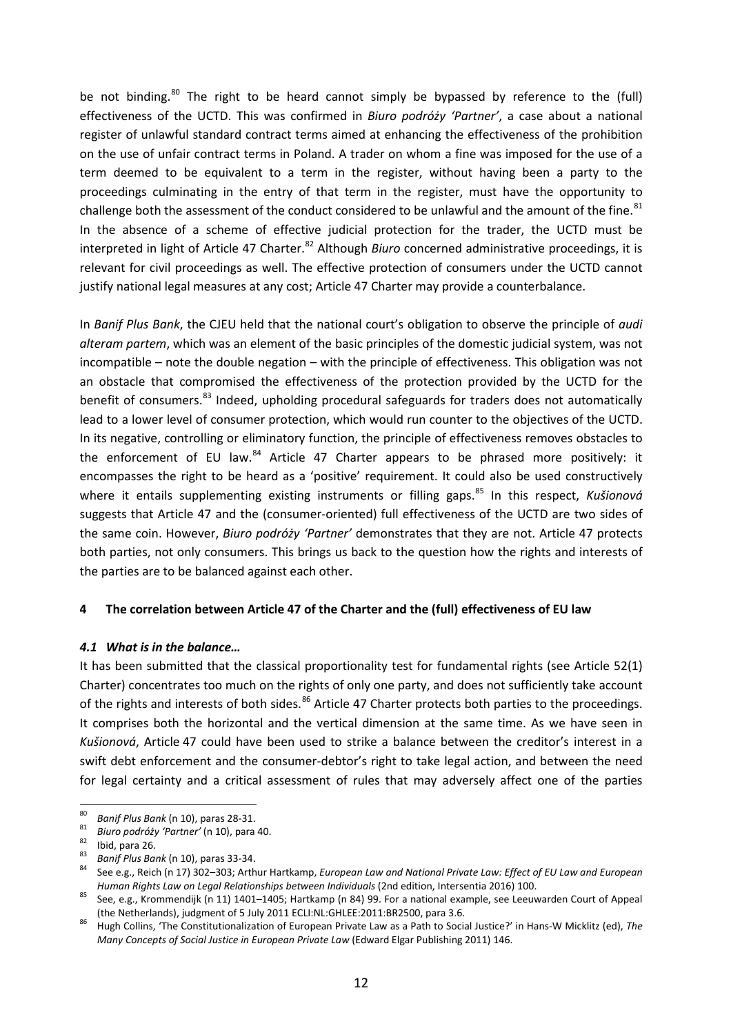be not binding.[80] The right to be heard cannot simply be bypassed by reference to the (full) effectiveness of the UCTD. This was confirmed in *Biuro podróży 'Partner'*, a case about a national register of unlawful standard contract terms aimed at enhancing the effectiveness of the prohibition on the use of unfair contract terms in Poland. A trader on whom a fine was imposed for the use of a term deemed to be equivalent to a term in the register, without having been a party to the proceedings culminating in the entry of that term in the register, must have the opportunity to challenge both the assessment of the conduct considered to be unlawful and the amount of the fine.[81] In the absence of a scheme of effective judicial protection for the trader, the UCTD must be interpreted in light of Article 47 Charter.[82] Although *Biuro* concerned administrative proceedings, it is relevant for civil proceedings as well. The effective protection of consumers under the UCTD cannot justify national legal measures at any cost; Article 47 Charter may provide a counterbalance.

In *Banif Plus Bank*, the CJEU held that the national court's obligation to observe the principle of *audi alteram partem*, which was an element of the basic principles of the domestic judicial system, was not incompatible – note the double negation – with the principle of effectiveness. This obligation was not an obstacle that compromised the effectiveness of the protection provided by the UCTD for the benefit of consumers.[83] Indeed, upholding procedural safeguards for traders does not automatically lead to a lower level of consumer protection, which would run counter to the objectives of the UCTD. In its negative, controlling or eliminatory function, the principle of effectiveness removes obstacles to the enforcement of EU law.[84] Article 47 Charter appears to be phrased more positively: it encompasses the right to be heard as a 'positive' requirement. It could also be used constructively where it entails supplementing existing instruments or filling gaps.[85] In this respect, *Kušionová* suggests that Article 47 and the (consumer-oriented) full effectiveness of the UCTD are two sides of the same coin. However, *Biuro podróży 'Partner'* demonstrates that they are not. Article 47 protects both parties, not only consumers. This brings us back to the question how the rights and interests of the parties are to be balanced against each other.

## 4 The correlation between Article 47 of the Charter and the (full) effectiveness of EU law

### *4.1 What is in the balance…*

It has been submitted that the classical proportionality test for fundamental rights (see Article 52(1) Charter) concentrates too much on the rights of only one party, and does not sufficiently take account of the rights and interests of both sides.[86] Article 47 Charter protects both parties to the proceedings. It comprises both the horizontal and the vertical dimension at the same time. As we have seen in *Kušionová*, Article 47 could have been used to strike a balance between the creditor's interest in a swift debt enforcement and the consumer-debtor's right to take legal action, and between the need for legal certainty and a critical assessment of rules that may adversely affect one of the parties

---

[80] *Banif Plus Bank* (n 10), paras 28-31.

[81] *Biuro podróży 'Partner'* (n 10), para 40.

[82] Ibid, para 26.

[83] *Banif Plus Bank* (n 10), paras 33-34.

[84] See e.g., Reich (n 17) 302–303; Arthur Hartkamp, *European Law and National Private Law: Effect of EU Law and European Human Rights Law on Legal Relationships between Individuals* (2nd edition, Intersentia 2016) 100.

[85] See, e.g., Krommendijk (n 11) 1401–1405; Hartkamp (n 84) 99. For a national example, see Leeuwarden Court of Appeal (the Netherlands), judgment of 5 July 2011 ECLI:NL:GHLEE:2011:BR2500, para 3.6.

[86] Hugh Collins, 'The Constitutionalization of European Private Law as a Path to Social Justice?' in Hans-W Micklitz (ed), *The Many Concepts of Social Justice in European Private Law* (Edward Elgar Publishing 2011) 146.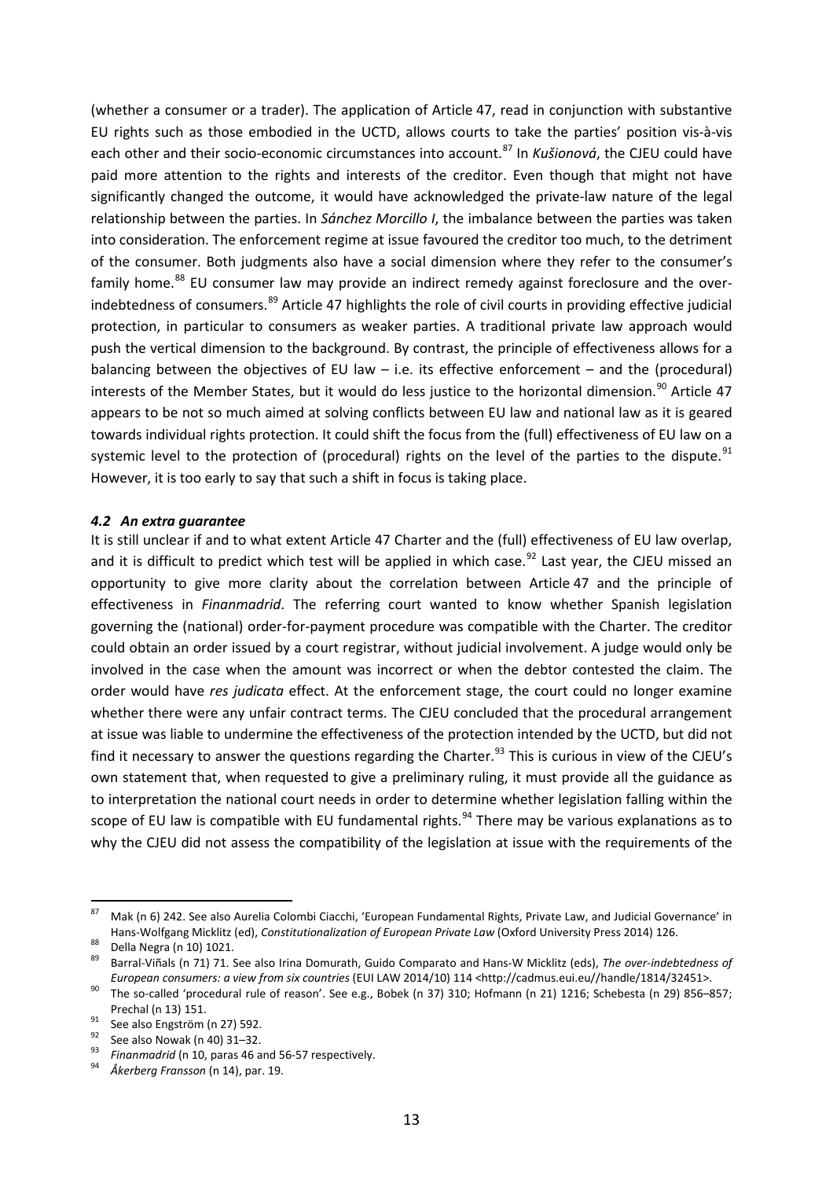(whether a consumer or a trader). The application of Article 47, read in conjunction with substantive EU rights such as those embodied in the UCTD, allows courts to take the parties' position vis-à-vis each other and their socio-economic circumstances into account.[87] In *Kušionová*, the CJEU could have paid more attention to the rights and interests of the creditor. Even though that might not have significantly changed the outcome, it would have acknowledged the private-law nature of the legal relationship between the parties. In *Sánchez Morcillo I*, the imbalance between the parties was taken into consideration. The enforcement regime at issue favoured the creditor too much, to the detriment of the consumer. Both judgments also have a social dimension where they refer to the consumer's family home.[88] EU consumer law may provide an indirect remedy against foreclosure and the over-indebtedness of consumers.[89] Article 47 highlights the role of civil courts in providing effective judicial protection, in particular to consumers as weaker parties. A traditional private law approach would push the vertical dimension to the background. By contrast, the principle of effectiveness allows for a balancing between the objectives of EU law – i.e. its effective enforcement – and the (procedural) interests of the Member States, but it would do less justice to the horizontal dimension.[90] Article 47 appears to be not so much aimed at solving conflicts between EU law and national law as it is geared towards individual rights protection. It could shift the focus from the (full) effectiveness of EU law on a systemic level to the protection of (procedural) rights on the level of the parties to the dispute.[91] However, it is too early to say that such a shift in focus is taking place.

### *4.2 An extra guarantee*

It is still unclear if and to what extent Article 47 Charter and the (full) effectiveness of EU law overlap, and it is difficult to predict which test will be applied in which case.[92] Last year, the CJEU missed an opportunity to give more clarity about the correlation between Article 47 and the principle of effectiveness in *Finanmadrid*. The referring court wanted to know whether Spanish legislation governing the (national) order-for-payment procedure was compatible with the Charter. The creditor could obtain an order issued by a court registrar, without judicial involvement. A judge would only be involved in the case when the amount was incorrect or when the debtor contested the claim. The order would have *res judicata* effect. At the enforcement stage, the court could no longer examine whether there were any unfair contract terms. The CJEU concluded that the procedural arrangement at issue was liable to undermine the effectiveness of the protection intended by the UCTD, but did not find it necessary to answer the questions regarding the Charter.[93] This is curious in view of the CJEU's own statement that, when requested to give a preliminary ruling, it must provide all the guidance as to interpretation the national court needs in order to determine whether legislation falling within the scope of EU law is compatible with EU fundamental rights.[94] There may be various explanations as to why the CJEU did not assess the compatibility of the legislation at issue with the requirements of the

---

[87] Mak (n 6) 242. See also Aurelia Colombi Ciacchi, 'European Fundamental Rights, Private Law, and Judicial Governance' in Hans-Wolfgang Micklitz (ed), *Constitutionalization of European Private Law* (Oxford University Press 2014) 126.

[88] Della Negra (n 10) 1021.

[89] Barral-Viñals (n 71) 71. See also Irina Domurath, Guido Comparato and Hans-W Micklitz (eds), *The over-indebtedness of European consumers: a view from six countries* (EUI LAW 2014/10) 114 <http://cadmus.eui.eu//handle/1814/32451>.

[90] The so-called 'procedural rule of reason'. See e.g., Bobek (n 37) 310; Hofmann (n 21) 1216; Schebesta (n 29) 856–857; Prechal (n 13) 151.

[91] See also Engström (n 27) 592.

[92] See also Nowak (n 40) 31–32.

[93] *Finanmadrid* (n 10, paras 46 and 56-57 respectively.

[94] *Åkerberg Fransson* (n 14), par. 19.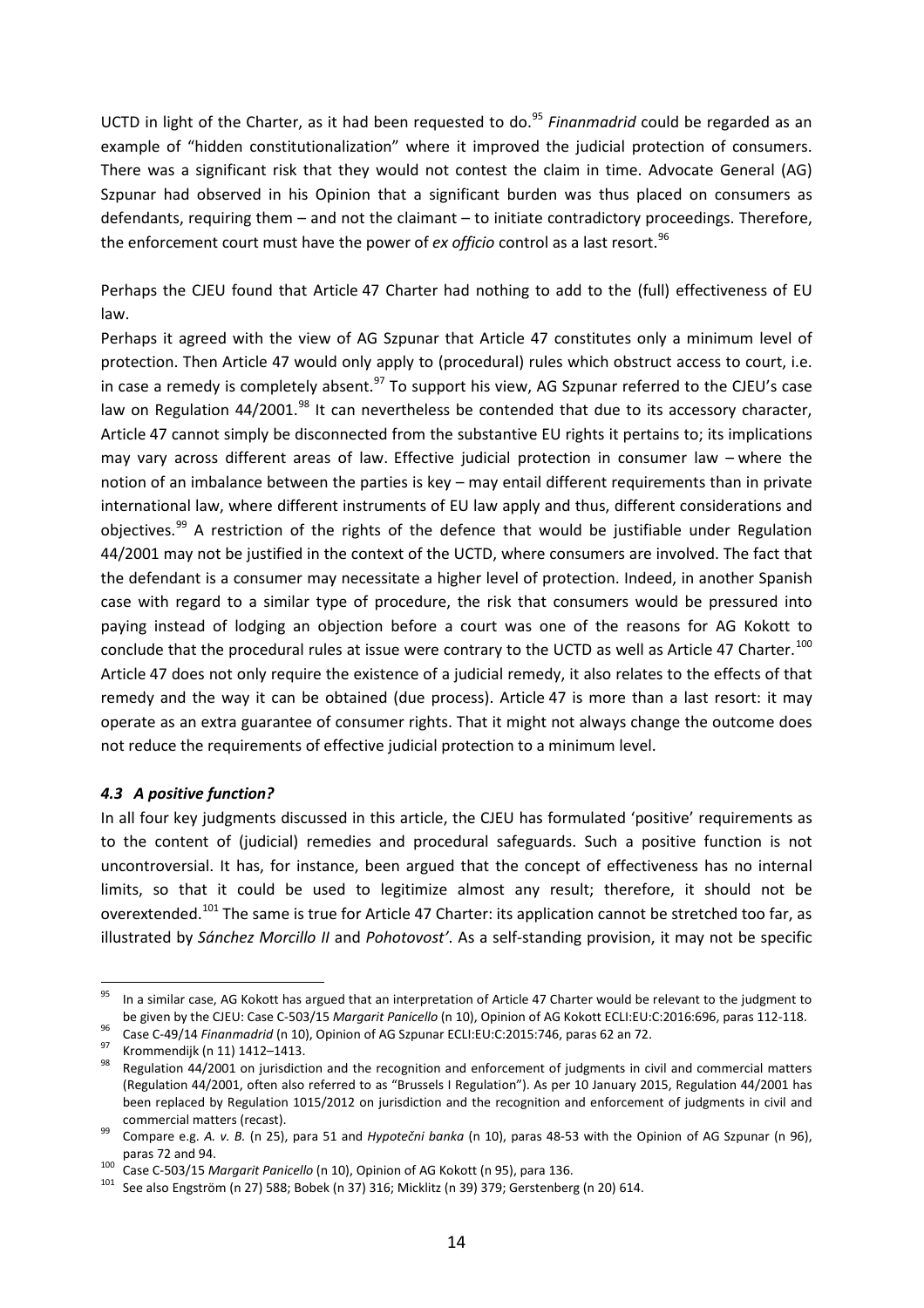UCTD in light of the Charter, as it had been requested to do.[95] *Finanmadrid* could be regarded as an example of "hidden constitutionalization" where it improved the judicial protection of consumers. There was a significant risk that they would not contest the claim in time. Advocate General (AG) Szpunar had observed in his Opinion that a significant burden was thus placed on consumers as defendants, requiring them – and not the claimant – to initiate contradictory proceedings. Therefore, the enforcement court must have the power of *ex officio* control as a last resort.[96]

Perhaps the CJEU found that Article 47 Charter had nothing to add to the (full) effectiveness of EU law.

Perhaps it agreed with the view of AG Szpunar that Article 47 constitutes only a minimum level of protection. Then Article 47 would only apply to (procedural) rules which obstruct access to court, i.e. in case a remedy is completely absent.[97] To support his view, AG Szpunar referred to the CJEU's case law on Regulation 44/2001.[98] It can nevertheless be contended that due to its accessory character, Article 47 cannot simply be disconnected from the substantive EU rights it pertains to; its implications may vary across different areas of law. Effective judicial protection in consumer law – where the notion of an imbalance between the parties is key – may entail different requirements than in private international law, where different instruments of EU law apply and thus, different considerations and objectives.[99] A restriction of the rights of the defence that would be justifiable under Regulation 44/2001 may not be justified in the context of the UCTD, where consumers are involved. The fact that the defendant is a consumer may necessitate a higher level of protection. Indeed, in another Spanish case with regard to a similar type of procedure, the risk that consumers would be pressured into paying instead of lodging an objection before a court was one of the reasons for AG Kokott to conclude that the procedural rules at issue were contrary to the UCTD as well as Article 47 Charter.[100] Article 47 does not only require the existence of a judicial remedy, it also relates to the effects of that remedy and the way it can be obtained (due process). Article 47 is more than a last resort: it may operate as an extra guarantee of consumer rights. That it might not always change the outcome does not reduce the requirements of effective judicial protection to a minimum level.

### *4.3 A positive function?*

In all four key judgments discussed in this article, the CJEU has formulated 'positive' requirements as to the content of (judicial) remedies and procedural safeguards. Such a positive function is not uncontroversial. It has, for instance, been argued that the concept of effectiveness has no internal limits, so that it could be used to legitimize almost any result; therefore, it should not be overextended.[101] The same is true for Article 47 Charter: its application cannot be stretched too far, as illustrated by *Sánchez Morcillo II* and *Pohotovost'*. As a self-standing provision, it may not be specific

---

[95] In a similar case, AG Kokott has argued that an interpretation of Article 47 Charter would be relevant to the judgment to be given by the CJEU: Case C-503/15 *Margarit Panicello* (n 10), Opinion of AG Kokott ECLI:EU:C:2016:696, paras 112-118.

[96] Case C-49/14 *Finanmadrid* (n 10), Opinion of AG Szpunar ECLI:EU:C:2015:746, paras 62 an 72.

[97] Krommendijk (n 11) 1412–1413.

[98] Regulation 44/2001 on jurisdiction and the recognition and enforcement of judgments in civil and commercial matters (Regulation 44/2001, often also referred to as "Brussels I Regulation"). As per 10 January 2015, Regulation 44/2001 has been replaced by Regulation 1015/2012 on jurisdiction and the recognition and enforcement of judgments in civil and commercial matters (recast).

[99] Compare e.g. *A. v. B.* (n 25), para 51 and *Hypoteční banka* (n 10), paras 48-53 with the Opinion of AG Szpunar (n 96), paras 72 and 94.

[100] Case C-503/15 *Margarit Panicello* (n 10), Opinion of AG Kokott (n 95), para 136.

[101] See also Engström (n 27) 588; Bobek (n 37) 316; Micklitz (n 39) 379; Gerstenberg (n 20) 614.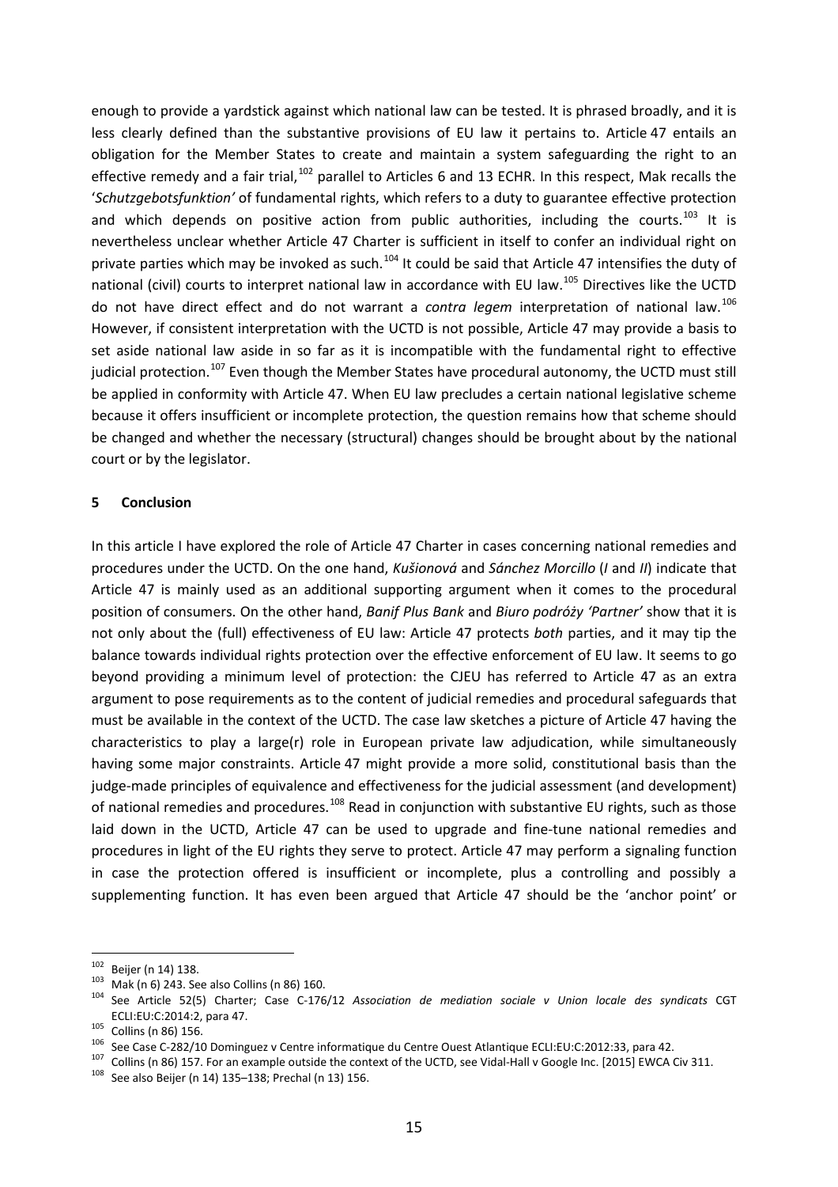enough to provide a yardstick against which national law can be tested. It is phrased broadly, and it is less clearly defined than the substantive provisions of EU law it pertains to. Article 47 entails an obligation for the Member States to create and maintain a system safeguarding the right to an effective remedy and a fair trial,[102] parallel to Articles 6 and 13 ECHR. In this respect, Mak recalls the '*Schutzgebotsfunktion'* of fundamental rights, which refers to a duty to guarantee effective protection and which depends on positive action from public authorities, including the courts.[103] It is nevertheless unclear whether Article 47 Charter is sufficient in itself to confer an individual right on private parties which may be invoked as such.[104] It could be said that Article 47 intensifies the duty of national (civil) courts to interpret national law in accordance with EU law.[105] Directives like the UCTD do not have direct effect and do not warrant a *contra legem* interpretation of national law.[106] However, if consistent interpretation with the UCTD is not possible, Article 47 may provide a basis to set aside national law aside in so far as it is incompatible with the fundamental right to effective judicial protection.[107] Even though the Member States have procedural autonomy, the UCTD must still be applied in conformity with Article 47. When EU law precludes a certain national legislative scheme because it offers insufficient or incomplete protection, the question remains how that scheme should be changed and whether the necessary (structural) changes should be brought about by the national court or by the legislator.

## 5 Conclusion

In this article I have explored the role of Article 47 Charter in cases concerning national remedies and procedures under the UCTD. On the one hand, *Kušionová* and *Sánchez Morcillo* (*I* and *II*) indicate that Article 47 is mainly used as an additional supporting argument when it comes to the procedural position of consumers. On the other hand, *Banif Plus Bank* and *Biuro podróży 'Partner'* show that it is not only about the (full) effectiveness of EU law: Article 47 protects *both* parties, and it may tip the balance towards individual rights protection over the effective enforcement of EU law. It seems to go beyond providing a minimum level of protection: the CJEU has referred to Article 47 as an extra argument to pose requirements as to the content of judicial remedies and procedural safeguards that must be available in the context of the UCTD. The case law sketches a picture of Article 47 having the characteristics to play a large(r) role in European private law adjudication, while simultaneously having some major constraints. Article 47 might provide a more solid, constitutional basis than the judge-made principles of equivalence and effectiveness for the judicial assessment (and development) of national remedies and procedures.[108] Read in conjunction with substantive EU rights, such as those laid down in the UCTD, Article 47 can be used to upgrade and fine-tune national remedies and procedures in light of the EU rights they serve to protect. Article 47 may perform a signaling function in case the protection offered is insufficient or incomplete, plus a controlling and possibly a supplementing function. It has even been argued that Article 47 should be the 'anchor point' or

---

[102] Beijer (n 14) 138.

[103] Mak (n 6) 243. See also Collins (n 86) 160.

[104] See Article 52(5) Charter; Case C-176/12 *Association de mediation sociale v Union locale des syndicats* CGT ECLI:EU:C:2014:2, para 47.

[105] Collins (n 86) 156.

[106] See Case C-282/10 Dominguez v Centre informatique du Centre Ouest Atlantique ECLI:EU:C:2012:33, para 42.

[107] Collins (n 86) 157. For an example outside the context of the UCTD, see Vidal-Hall v Google Inc. [2015] EWCA Civ 311.

[108] See also Beijer (n 14) 135–138; Prechal (n 13) 156.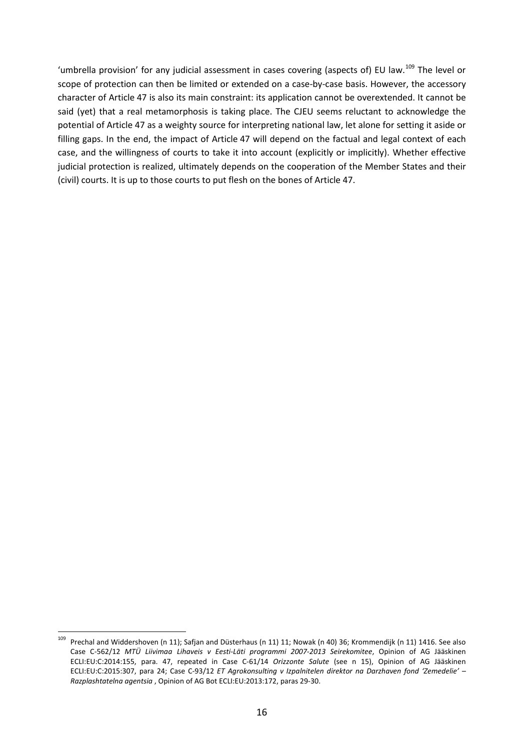'umbrella provision' for any judicial assessment in cases covering (aspects of) EU law.[109] The level or scope of protection can then be limited or extended on a case-by-case basis. However, the accessory character of Article 47 is also its main constraint: its application cannot be overextended. It cannot be said (yet) that a real metamorphosis is taking place. The CJEU seems reluctant to acknowledge the potential of Article 47 as a weighty source for interpreting national law, let alone for setting it aside or filling gaps. In the end, the impact of Article 47 will depend on the factual and legal context of each case, and the willingness of courts to take it into account (explicitly or implicitly). Whether effective judicial protection is realized, ultimately depends on the cooperation of the Member States and their (civil) courts. It is up to those courts to put flesh on the bones of Article 47.

---

[109] Prechal and Widdershoven (n 11); Safjan and Düsterhaus (n 11) 11; Nowak (n 40) 36; Krommendijk (n 11) 1416. See also Case C-562/12 *MTÜ Liivimaa Lihaveis v Eesti-Läti programmi 2007-2013 Seirekomitee*, Opinion of AG Jääskinen ECLI:EU:C:2014:155, para. 47, repeated in Case C-61/14 *Orizzonte Salute* (see n 15), Opinion of AG Jääskinen ECLI:EU:C:2015:307, para 24; Case C-93/12 *ET Agrokonsulting v Izpalnitelen direktor na Darzhaven fond 'Zemedelie' – Razplashtatelna agentsia* , Opinion of AG Bot ECLI:EU:2013:172, paras 29-30.